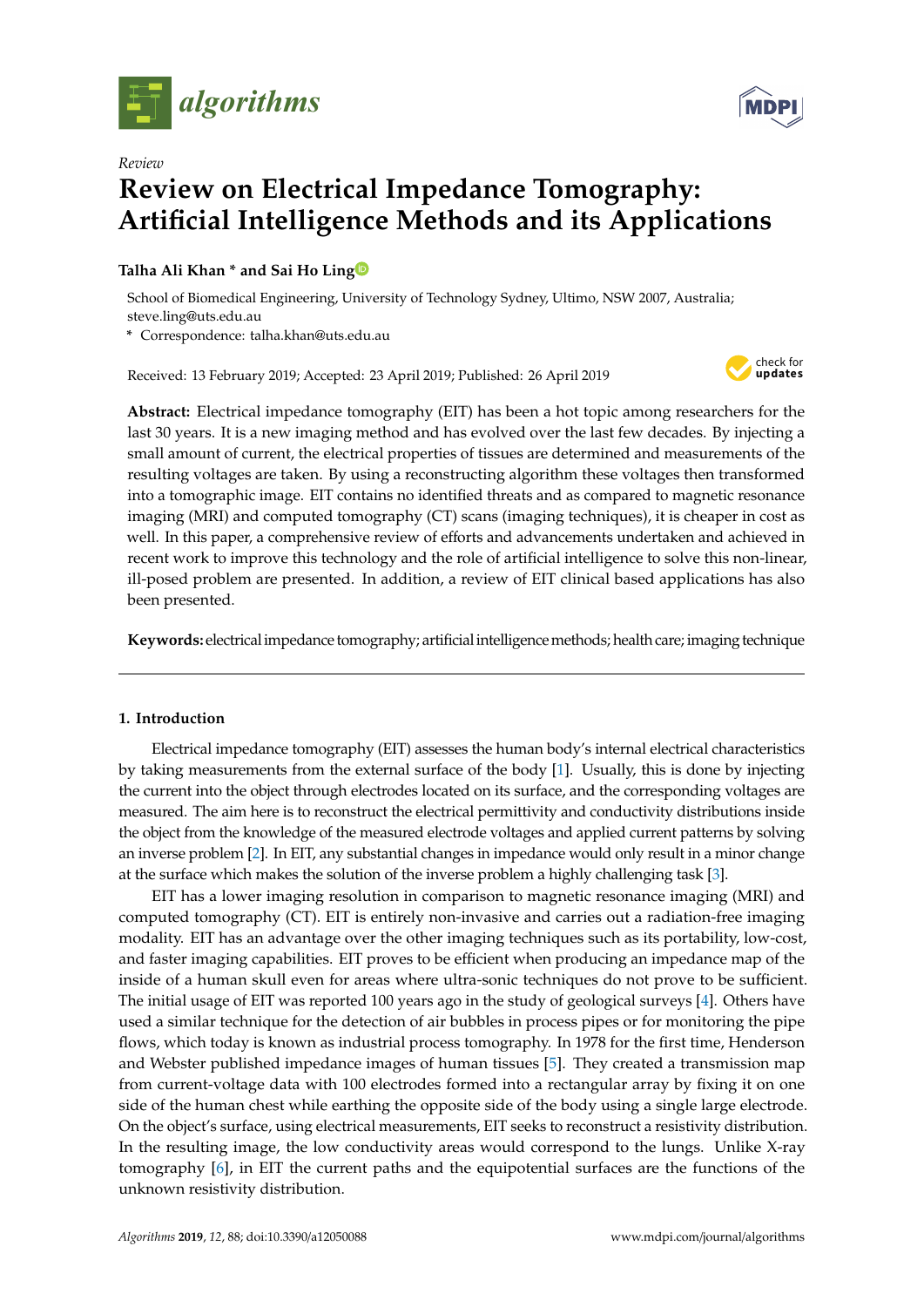*Review*

# Review on Electrical Impedance Tomography: Artificial Intelligence Methods and its Applications

**Talha Ali Khan * and Sai Ho Ling**

School of Biomedical Engineering, University of Technology Sydney, Ultimo, NSW 2007, Australia; steve.ling@uts.edu.au

* Correspondence: talha.khan@uts.edu.au

Received: 13 February 2019; Accepted: 23 April 2019; Published: 26 April 2019

**Abstract:** Electrical impedance tomography (EIT) has been a hot topic among researchers for the last 30 years. It is a new imaging method and has evolved over the last few decades. By injecting a small amount of current, the electrical properties of tissues are determined and measurements of the resulting voltages are taken. By using a reconstructing algorithm these voltages then transformed into a tomographic image. EIT contains no identified threats and as compared to magnetic resonance imaging (MRI) and computed tomography (CT) scans (imaging techniques), it is cheaper in cost as well. In this paper, a comprehensive review of efforts and advancements undertaken and achieved in recent work to improve this technology and the role of artificial intelligence to solve this non-linear, ill-posed problem are presented. In addition, a review of EIT clinical based applications has also been presented.

**Keywords:** electrical impedance tomography; artificial intelligence methods; health care; imaging technique

## 1. Introduction

Electrical impedance tomography (EIT) assesses the human body's internal electrical characteristics by taking measurements from the external surface of the body [1]. Usually, this is done by injecting the current into the object through electrodes located on its surface, and the corresponding voltages are measured. The aim here is to reconstruct the electrical permittivity and conductivity distributions inside the object from the knowledge of the measured electrode voltages and applied current patterns by solving an inverse problem [2]. In EIT, any substantial changes in impedance would only result in a minor change at the surface which makes the solution of the inverse problem a highly challenging task [3].

EIT has a lower imaging resolution in comparison to magnetic resonance imaging (MRI) and computed tomography (CT). EIT is entirely non-invasive and carries out a radiation-free imaging modality. EIT has an advantage over the other imaging techniques such as its portability, low-cost, and faster imaging capabilities. EIT proves to be efficient when producing an impedance map of the inside of a human skull even for areas where ultra-sonic techniques do not prove to be sufficient. The initial usage of EIT was reported 100 years ago in the study of geological surveys [4]. Others have used a similar technique for the detection of air bubbles in process pipes or for monitoring the pipe flows, which today is known as industrial process tomography. In 1978 for the first time, Henderson and Webster published impedance images of human tissues [5]. They created a transmission map from current-voltage data with 100 electrodes formed into a rectangular array by fixing it on one side of the human chest while earthing the opposite side of the body using a single large electrode. On the object's surface, using electrical measurements, EIT seeks to reconstruct a resistivity distribution. In the resulting image, the low conductivity areas would correspond to the lungs. Unlike X-ray tomography [6], in EIT the current paths and the equipotential surfaces are the functions of the unknown resistivity distribution.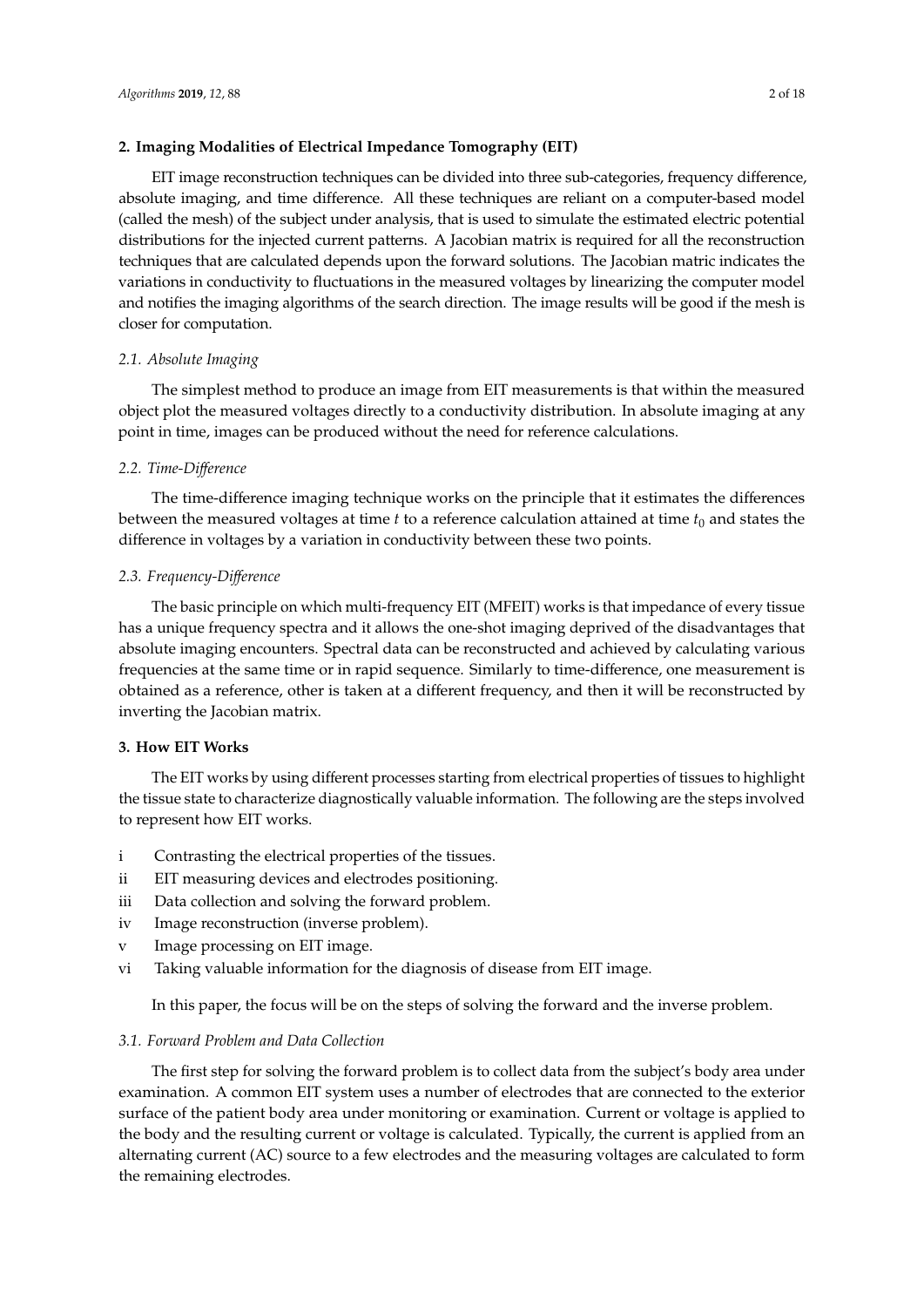## 2. Imaging Modalities of Electrical Impedance Tomography (EIT)

EIT image reconstruction techniques can be divided into three sub-categories, frequency difference, absolute imaging, and time difference. All these techniques are reliant on a computer-based model (called the mesh) of the subject under analysis, that is used to simulate the estimated electric potential distributions for the injected current patterns. A Jacobian matrix is required for all the reconstruction techniques that are calculated depends upon the forward solutions. The Jacobian matric indicates the variations in conductivity to fluctuations in the measured voltages by linearizing the computer model and notifies the imaging algorithms of the search direction. The image results will be good if the mesh is closer for computation.

### 2.1. Absolute Imaging

The simplest method to produce an image from EIT measurements is that within the measured object plot the measured voltages directly to a conductivity distribution. In absolute imaging at any point in time, images can be produced without the need for reference calculations.

### 2.2. Time-Difference

The time-difference imaging technique works on the principle that it estimates the differences between the measured voltages at time $t$ to a reference calculation attained at time $t_0$ and states the difference in voltages by a variation in conductivity between these two points.

### 2.3. Frequency-Difference

The basic principle on which multi-frequency EIT (MFEIT) works is that impedance of every tissue has a unique frequency spectra and it allows the one-shot imaging deprived of the disadvantages that absolute imaging encounters. Spectral data can be reconstructed and achieved by calculating various frequencies at the same time or in rapid sequence. Similarly to time-difference, one measurement is obtained as a reference, other is taken at a different frequency, and then it will be reconstructed by inverting the Jacobian matrix.

## 3. How EIT Works

The EIT works by using different processes starting from electrical properties of tissues to highlight the tissue state to characterize diagnostically valuable information. The following are the steps involved to represent how EIT works.

- i Contrasting the electrical properties of the tissues.
- ii EIT measuring devices and electrodes positioning.
- iii Data collection and solving the forward problem.
- iv Image reconstruction (inverse problem).
- v Image processing on EIT image.
- vi Taking valuable information for the diagnosis of disease from EIT image.

In this paper, the focus will be on the steps of solving the forward and the inverse problem.

### 3.1. Forward Problem and Data Collection

The first step for solving the forward problem is to collect data from the subject's body area under examination. A common EIT system uses a number of electrodes that are connected to the exterior surface of the patient body area under monitoring or examination. Current or voltage is applied to the body and the resulting current or voltage is calculated. Typically, the current is applied from an alternating current (AC) source to a few electrodes and the measuring voltages are calculated to form the remaining electrodes.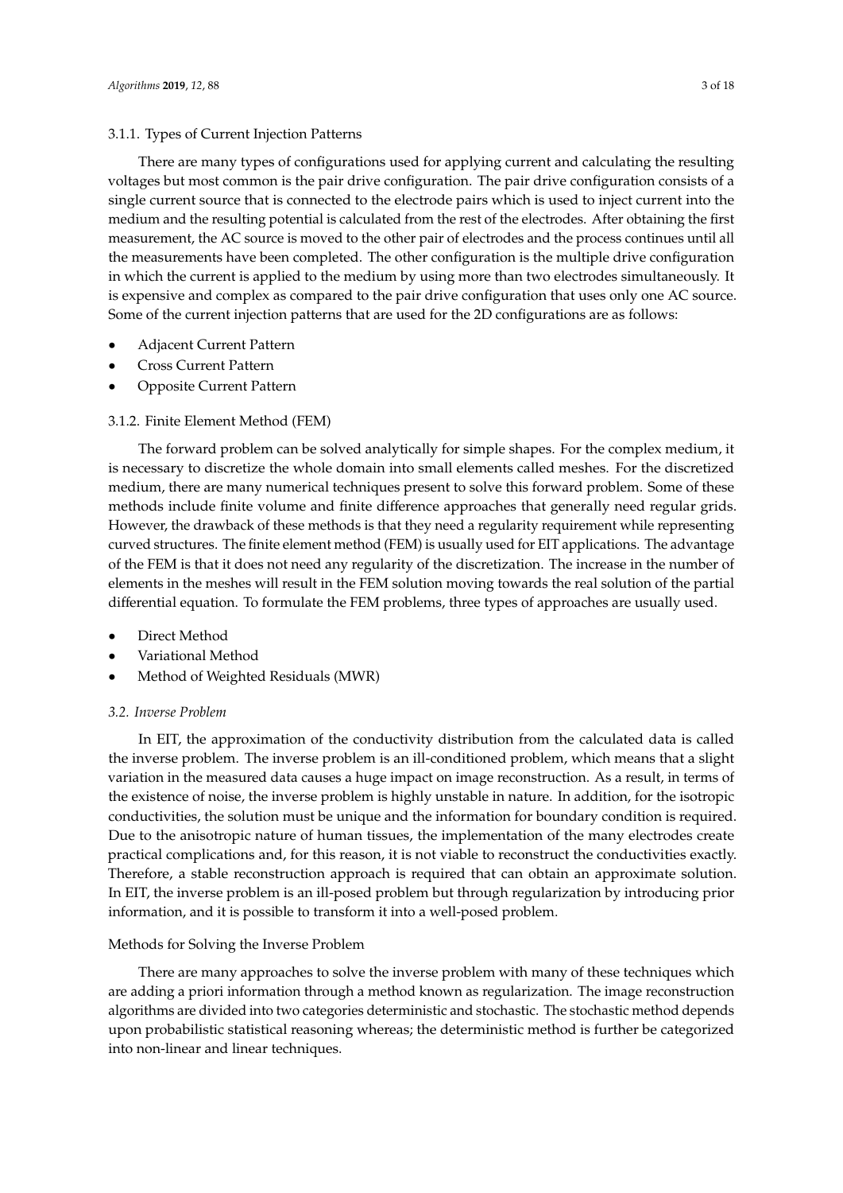#### 3.1.1. Types of Current Injection Patterns

There are many types of configurations used for applying current and calculating the resulting voltages but most common is the pair drive configuration. The pair drive configuration consists of a single current source that is connected to the electrode pairs which is used to inject current into the medium and the resulting potential is calculated from the rest of the electrodes. After obtaining the first measurement, the AC source is moved to the other pair of electrodes and the process continues until all the measurements have been completed. The other configuration is the multiple drive configuration in which the current is applied to the medium by using more than two electrodes simultaneously. It is expensive and complex as compared to the pair drive configuration that uses only one AC source. Some of the current injection patterns that are used for the 2D configurations are as follows:

- Adjacent Current Pattern
- Cross Current Pattern
- Opposite Current Pattern

#### 3.1.2. Finite Element Method (FEM)

The forward problem can be solved analytically for simple shapes. For the complex medium, it is necessary to discretize the whole domain into small elements called meshes. For the discretized medium, there are many numerical techniques present to solve this forward problem. Some of these methods include finite volume and finite difference approaches that generally need regular grids. However, the drawback of these methods is that they need a regularity requirement while representing curved structures. The finite element method (FEM) is usually used for EIT applications. The advantage of the FEM is that it does not need any regularity of the discretization. The increase in the number of elements in the meshes will result in the FEM solution moving towards the real solution of the partial differential equation. To formulate the FEM problems, three types of approaches are usually used.

- Direct Method
- Variational Method
- Method of Weighted Residuals (MWR)

### *3.2. Inverse Problem*

In EIT, the approximation of the conductivity distribution from the calculated data is called the inverse problem. The inverse problem is an ill-conditioned problem, which means that a slight variation in the measured data causes a huge impact on image reconstruction. As a result, in terms of the existence of noise, the inverse problem is highly unstable in nature. In addition, for the isotropic conductivities, the solution must be unique and the information for boundary condition is required. Due to the anisotropic nature of human tissues, the implementation of the many electrodes create practical complications and, for this reason, it is not viable to reconstruct the conductivities exactly. Therefore, a stable reconstruction approach is required that can obtain an approximate solution. In EIT, the inverse problem is an ill-posed problem but through regularization by introducing prior information, and it is possible to transform it into a well-posed problem.

#### Methods for Solving the Inverse Problem

There are many approaches to solve the inverse problem with many of these techniques which are adding a priori information through a method known as regularization. The image reconstruction algorithms are divided into two categories deterministic and stochastic. The stochastic method depends upon probabilistic statistical reasoning whereas; the deterministic method is further be categorized into non-linear and linear techniques.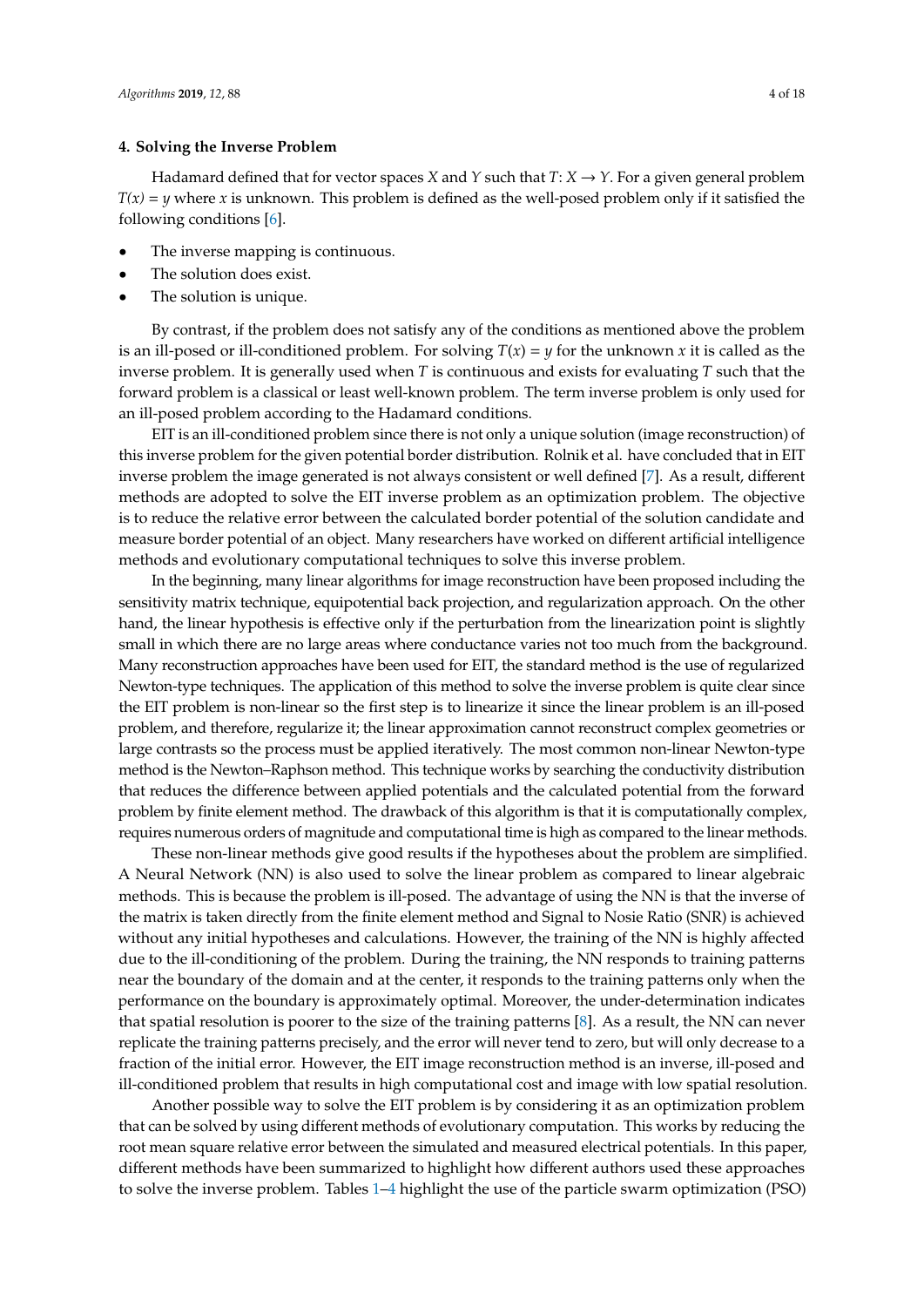**4. Solving the Inverse Problem**

Hadamard defined that for vector spaces $X$ and $Y$ such that $T: X \rightarrow Y$. For a given general problem $T(x) = y$ where $x$ is unknown. This problem is defined as the well-posed problem only if it satisfied the following conditions [6].

- The inverse mapping is continuous.
- The solution does exist.
- The solution is unique.

By contrast, if the problem does not satisfy any of the conditions as mentioned above the problem is an ill-posed or ill-conditioned problem. For solving $T(x) = y$ for the unknown $x$ it is called as the inverse problem. It is generally used when $T$ is continuous and exists for evaluating $T$ such that the forward problem is a classical or least well-known problem. The term inverse problem is only used for an ill-posed problem according to the Hadamard conditions.

EIT is an ill-conditioned problem since there is not only a unique solution (image reconstruction) of this inverse problem for the given potential border distribution. Rolnik et al. have concluded that in EIT inverse problem the image generated is not always consistent or well defined [7]. As a result, different methods are adopted to solve the EIT inverse problem as an optimization problem. The objective is to reduce the relative error between the calculated border potential of the solution candidate and measure border potential of an object. Many researchers have worked on different artificial intelligence methods and evolutionary computational techniques to solve this inverse problem.

In the beginning, many linear algorithms for image reconstruction have been proposed including the sensitivity matrix technique, equipotential back projection, and regularization approach. On the other hand, the linear hypothesis is effective only if the perturbation from the linearization point is slightly small in which there are no large areas where conductance varies not too much from the background. Many reconstruction approaches have been used for EIT, the standard method is the use of regularized Newton-type techniques. The application of this method to solve the inverse problem is quite clear since the EIT problem is non-linear so the first step is to linearize it since the linear problem is an ill-posed problem, and therefore, regularize it; the linear approximation cannot reconstruct complex geometries or large contrasts so the process must be applied iteratively. The most common non-linear Newton-type method is the Newton–Raphson method. This technique works by searching the conductivity distribution that reduces the difference between applied potentials and the calculated potential from the forward problem by finite element method. The drawback of this algorithm is that it is computationally complex, requires numerous orders of magnitude and computational time is high as compared to the linear methods.

These non-linear methods give good results if the hypotheses about the problem are simplified. A Neural Network (NN) is also used to solve the linear problem as compared to linear algebraic methods. This is because the problem is ill-posed. The advantage of using the NN is that the inverse of the matrix is taken directly from the finite element method and Signal to Nosie Ratio (SNR) is achieved without any initial hypotheses and calculations. However, the training of the NN is highly affected due to the ill-conditioning of the problem. During the training, the NN responds to training patterns near the boundary of the domain and at the center, it responds to the training patterns only when the performance on the boundary is approximately optimal. Moreover, the under-determination indicates that spatial resolution is poorer to the size of the training patterns [8]. As a result, the NN can never replicate the training patterns precisely, and the error will never tend to zero, but will only decrease to a fraction of the initial error. However, the EIT image reconstruction method is an inverse, ill-posed and ill-conditioned problem that results in high computational cost and image with low spatial resolution.

Another possible way to solve the EIT problem is by considering it as an optimization problem that can be solved by using different methods of evolutionary computation. This works by reducing the root mean square relative error between the simulated and measured electrical potentials. In this paper, different methods have been summarized to highlight how different authors used these approaches to solve the inverse problem. Tables 1–4 highlight the use of the particle swarm optimization (PSO)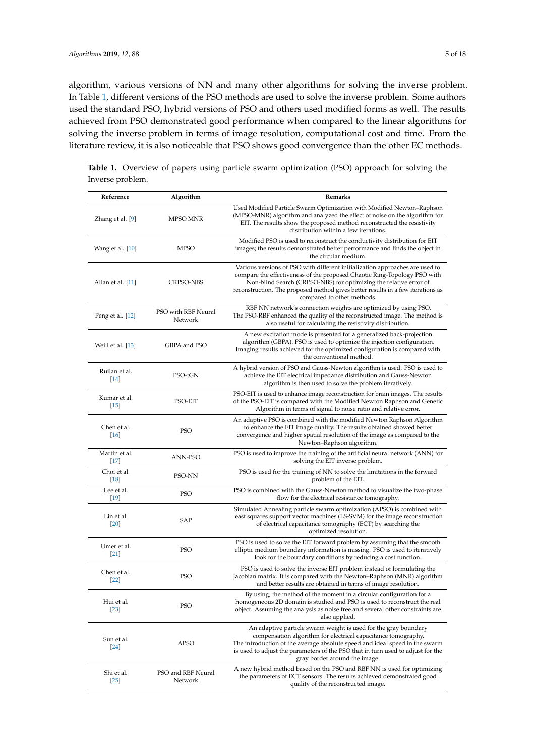algorithm, various versions of NN and many other algorithms for solving the inverse problem. In Table 1, different versions of the PSO methods are used to solve the inverse problem. Some authors used the standard PSO, hybrid versions of PSO and others used modified forms as well. The results achieved from PSO demonstrated good performance when compared to the linear algorithms for solving the inverse problem in terms of image resolution, computational cost and time. From the literature review, it is also noticeable that PSO shows good convergence than the other EC methods.

**Table 1.** Overview of papers using particle swarm optimization (PSO) approach for solving the Inverse problem.

| Reference | Algorithm | Remarks |
|---|---|---|
| Zhang et al. [9] | MPSO MNR | Used Modified Particle Swarm Optimization with Modified Newton–Raphson (MPSO-MNR) algorithm and analyzed the effect of noise on the algorithm for EIT. The results show the proposed method reconstructed the resistivity distribution within a few iterations. |
| Wang et al. [10] | MPSO | Modified PSO is used to reconstruct the conductivity distribution for EIT images; the results demonstrated better performance and finds the object in the circular medium. |
| Allan et al. [11] | CRPSO-NBS | Various versions of PSO with different initialization approaches are used to compare the effectiveness of the proposed Chaotic Ring-Topology PSO with Non-blind Search (CRPSO-NBS) for optimizing the relative error of reconstruction. The proposed method gives better results in a few iterations as compared to other methods. |
| Peng et al. [12] | PSO with RBF Neural Network | RBF NN network's connection weights are optimized by using PSO. The PSO-RBF enhanced the quality of the reconstructed image. The method is also useful for calculating the resistivity distribution. |
| Weili et al. [13] | GBPA and PSO | A new excitation mode is presented for a generalized back-projection algorithm (GBPA). PSO is used to optimize the injection configuration. Imaging results achieved for the optimized configuration is compared with the conventional method. |
| Ruilan et al. [14] | PSO-tGN | A hybrid version of PSO and Gauss-Newton algorithm is used. PSO is used to achieve the EIT electrical impedance distribution and Gauss-Newton algorithm is then used to solve the problem iteratively. |
| Kumar et al. [15] | PSO-EIT | PSO-EIT is used to enhance image reconstruction for brain images. The results of the PSO-EIT is compared with the Modified Newton Raphson and Genetic Algorithm in terms of signal to noise ratio and relative error. |
| Chen et al. [16] | PSO | An adaptive PSO is combined with the modified Newton Raphson Algorithm to enhance the EIT image quality. The results obtained showed better convergence and higher spatial resolution of the image as compared to the Newton–Raphson algorithm. |
| Martin et al. [17] | ANN-PSO | PSO is used to improve the training of the artificial neural network (ANN) for solving the EIT inverse problem. |
| Choi et al. [18] | PSO-NN | PSO is used for the training of NN to solve the limitations in the forward problem of the EIT. |
| Lee et al. [19] | PSO | PSO is combined with the Gauss-Newton method to visualize the two-phase flow for the electrical resistance tomography. |
| Lin et al. [20] | SAP | Simulated Annealing particle swarm optimization (APSO) is combined with least squares support vector machines (LS-SVM) for the image reconstruction of electrical capacitance tomography (ECT) by searching the optimized resolution. |
| Umer et al. [21] | PSO | PSO is used to solve the EIT forward problem by assuming that the smooth elliptic medium boundary information is missing. PSO is used to iteratively look for the boundary conditions by reducing a cost function. |
| Chen et al. [22] | PSO | PSO is used to solve the inverse EIT problem instead of formulating the Jacobian matrix. It is compared with the Newton–Raphson (MNR) algorithm and better results are obtained in terms of image resolution. |
| Hui et al. [23] | PSO | By using, the method of the moment in a circular configuration for a homogeneous 2D domain is studied and PSO is used to reconstruct the real object. Assuming the analysis as noise free and several other constraints are also applied. |
| Sun et al. [24] | APSO | An adaptive particle swarm weight is used for the gray boundary compensation algorithm for electrical capacitance tomography. The introduction of the average absolute speed and ideal speed in the swarm is used to adjust the parameters of the PSO that in turn used to adjust for the gray border around the image. |
| Shi et al. [25] | PSO and RBF Neural Network | A new hybrid method based on the PSO and RBF NN is used for optimizing the parameters of ECT sensors. The results achieved demonstrated good quality of the reconstructed image. |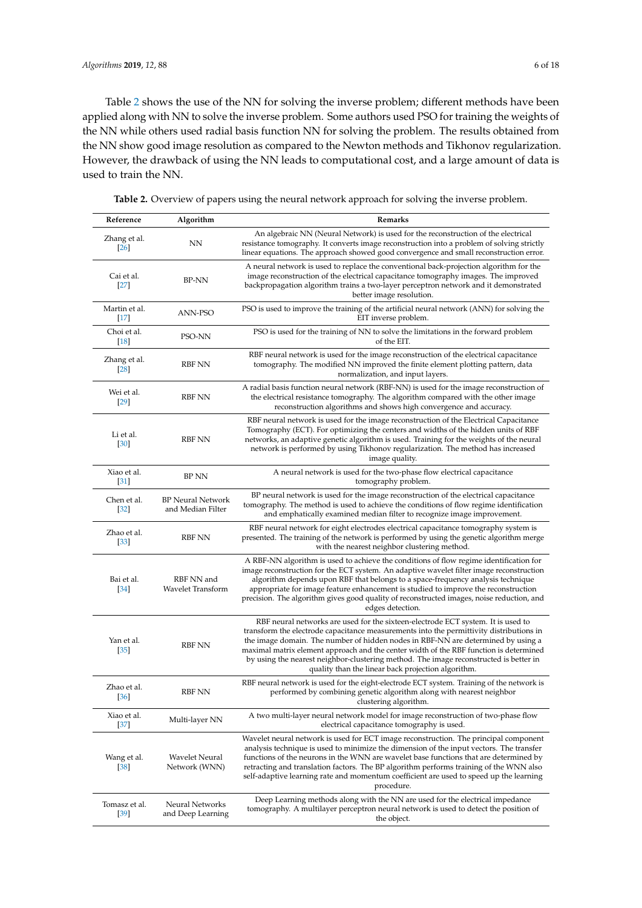Table 2 shows the use of the NN for solving the inverse problem; different methods have been applied along with NN to solve the inverse problem. Some authors used PSO for training the weights of the NN while others used radial basis function NN for solving the problem. The results obtained from the NN show good image resolution as compared to the Newton methods and Tikhonov regularization. However, the drawback of using the NN leads to computational cost, and a large amount of data is used to train the NN.

**Table 2.** Overview of papers using the neural network approach for solving the inverse problem.

| Reference | Algorithm | Remarks |
|---|---|---|
| Zhang et al. [26] | NN | An algebraic NN (Neural Network) is used for the reconstruction of the electrical resistance tomography. It converts image reconstruction into a problem of solving strictly linear equations. The approach showed good convergence and small reconstruction error. |
| Cai et al. [27] | BP-NN | A neural network is used to replace the conventional back-projection algorithm for the image reconstruction of the electrical capacitance tomography images. The improved backpropagation algorithm trains a two-layer perceptron network and it demonstrated better image resolution. |
| Martin et al. [17] | ANN-PSO | PSO is used to improve the training of the artificial neural network (ANN) for solving the EIT inverse problem. |
| Choi et al. [18] | PSO-NN | PSO is used for the training of NN to solve the limitations in the forward problem of the EIT. |
| Zhang et al. [28] | RBF NN | RBF neural network is used for the image reconstruction of the electrical capacitance tomography. The modified NN improved the finite element plotting pattern, data normalization, and input layers. |
| Wei et al. [29] | RBF NN | A radial basis function neural network (RBF-NN) is used for the image reconstruction of the electrical resistance tomography. The algorithm compared with the other image reconstruction algorithms and shows high convergence and accuracy. |
| Li et al. [30] | RBF NN | RBF neural network is used for the image reconstruction of the Electrical Capacitance Tomography (ECT). For optimizing the centers and widths of the hidden units of RBF networks, an adaptive genetic algorithm is used. Training for the weights of the neural network is performed by using Tikhonov regularization. The method has increased image quality. |
| Xiao et al. [31] | BP NN | A neural network is used for the two-phase flow electrical capacitance tomography problem. |
| Chen et al. [32] | BP Neural Network and Median Filter | BP neural network is used for the image reconstruction of the electrical capacitance tomography. The method is used to achieve the conditions of flow regime identification and emphatically examined median filter to recognize image improvement. |
| Zhao et al. [33] | RBF NN | RBF neural network for eight electrodes electrical capacitance tomography system is presented. The training of the network is performed by using the genetic algorithm merge with the nearest neighbor clustering method. |
| Bai et al. [34] | RBF NN and Wavelet Transform | A RBF-NN algorithm is used to achieve the conditions of flow regime identification for image reconstruction for the ECT system. An adaptive wavelet filter image reconstruction algorithm depends upon RBF that belongs to a space-frequency analysis technique appropriate for image feature enhancement is studied to improve the reconstruction precision. The algorithm gives good quality of reconstructed images, noise reduction, and edges detection. |
| Yan et al. [35] | RBF NN | RBF neural networks are used for the sixteen-electrode ECT system. It is used to transform the electrode capacitance measurements into the permittivity distributions in the image domain. The number of hidden nodes in RBF-NN are determined by using a maximal matrix element approach and the center width of the RBF function is determined by using the nearest neighbor-clustering method. The image reconstructed is better in quality than the linear back projection algorithm. |
| Zhao et al. [36] | RBF NN | RBF neural network is used for the eight-electrode ECT system. Training of the network is performed by combining genetic algorithm along with nearest neighbor clustering algorithm. |
| Xiao et al. [37] | Multi-layer NN | A two multi-layer neural network model for image reconstruction of two-phase flow electrical capacitance tomography is used. |
| Wang et al. [38] | Wavelet Neural Network (WNN) | Wavelet neural network is used for ECT image reconstruction. The principal component analysis technique is used to minimize the dimension of the input vectors. The transfer functions of the neurons in the WNN are wavelet base functions that are determined by retracting and translation factors. The BP algorithm performs training of the WNN also self-adaptive learning rate and momentum coefficient are used to speed up the learning procedure. |
| Tomasz et al. [39] | Neural Networks and Deep Learning | Deep Learning methods along with the NN are used for the electrical impedance tomography. A multilayer perceptron neural network is used to detect the position of the object. |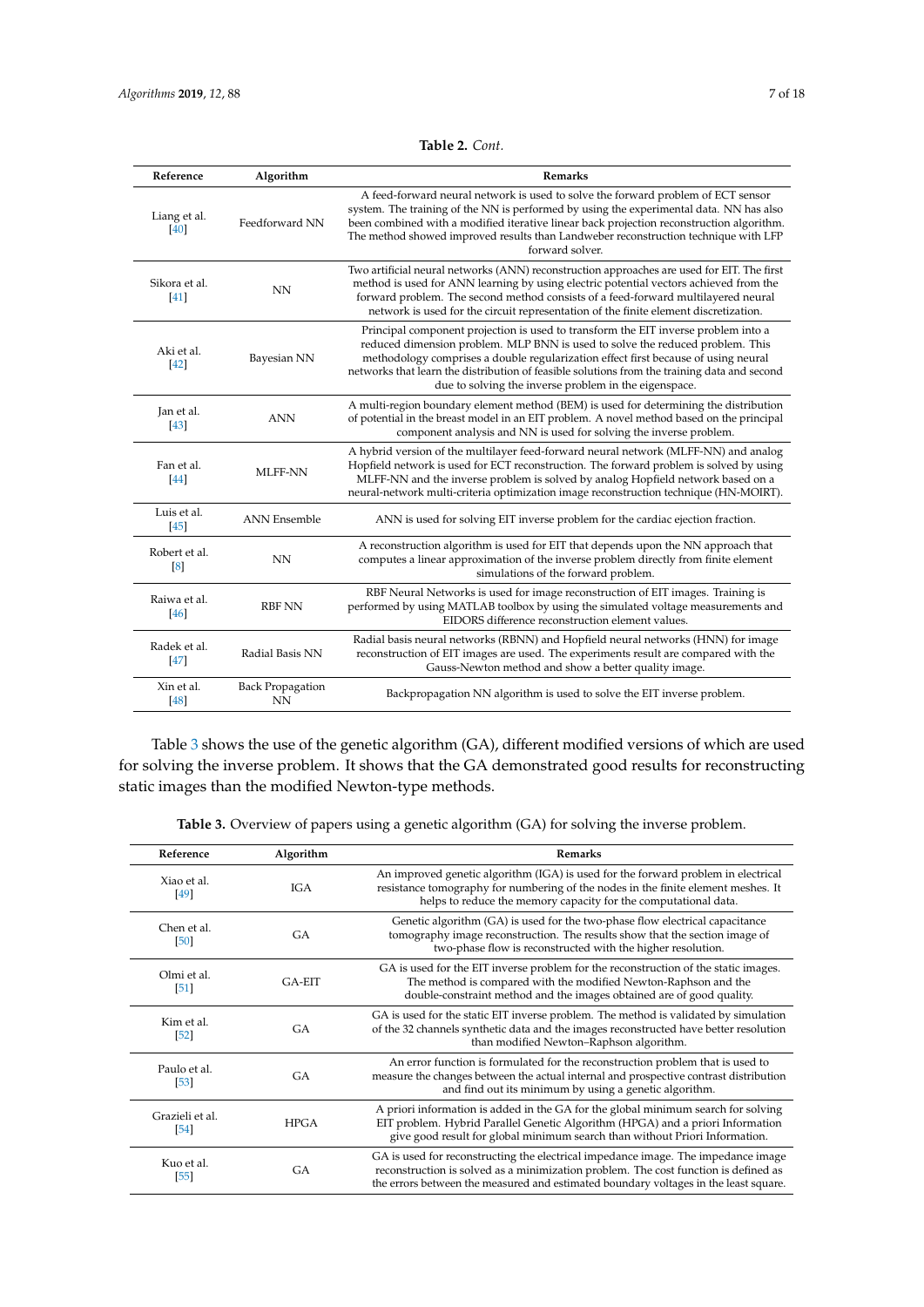**Table 2.** *Cont.*

| Reference | Algorithm | Remarks |
|---|---|---|
| Liang et al. [40] | Feedforward NN | A feed-forward neural network is used to solve the forward problem of ECT sensor system. The training of the NN is performed by using the experimental data. NN has also been combined with a modified iterative linear back projection reconstruction algorithm. The method showed improved results than Landweber reconstruction technique with LFP forward solver. |
| Sikora et al. [41] | NN | Two artificial neural networks (ANN) reconstruction approaches are used for EIT. The first method is used for ANN learning by using electric potential vectors achieved from the forward problem. The second method consists of a feed-forward multilayered neural network is used for the circuit representation of the finite element discretization. |
| Aki et al. [42] | Bayesian NN | Principal component projection is used to transform the EIT inverse problem into a reduced dimension problem. MLP BNN is used to solve the reduced problem. This methodology comprises a double regularization effect first because of using neural networks that learn the distribution of feasible solutions from the training data and second due to solving the inverse problem in the eigenspace. |
| Jan et al. [43] | ANN | A multi-region boundary element method (BEM) is used for determining the distribution of potential in the breast model in an EIT problem. A novel method based on the principal component analysis and NN is used for solving the inverse problem. |
| Fan et al. [44] | MLFF-NN | A hybrid version of the multilayer feed-forward neural network (MLFF-NN) and analog Hopfield network is used for ECT reconstruction. The forward problem is solved by using MLFF-NN and the inverse problem is solved by analog Hopfield network based on a neural-network multi-criteria optimization image reconstruction technique (HN-MOIRT). |
| Luis et al. [45] | ANN Ensemble | ANN is used for solving EIT inverse problem for the cardiac ejection fraction. |
| Robert et al. [8] | NN | A reconstruction algorithm is used for EIT that depends upon the NN approach that computes a linear approximation of the inverse problem directly from finite element simulations of the forward problem. |
| Raiwa et al. [46] | RBF NN | RBF Neural Networks is used for image reconstruction of EIT images. Training is performed by using MATLAB toolbox by using the simulated voltage measurements and EIDORS difference reconstruction element values. |
| Radek et al. [47] | Radial Basis NN | Radial basis neural networks (RBNN) and Hopfield neural networks (HNN) for image reconstruction of EIT images are used. The experiments result are compared with the Gauss-Newton method and show a better quality image. |
| Xin et al. [48] | Back Propagation NN | Backpropagation NN algorithm is used to solve the EIT inverse problem. |

Table 3 shows the use of the genetic algorithm (GA), different modified versions of which are used for solving the inverse problem. It shows that the GA demonstrated good results for reconstructing static images than the modified Newton-type methods.

**Table 3.** Overview of papers using a genetic algorithm (GA) for solving the inverse problem.

| Reference | Algorithm | Remarks |
|---|---|---|
| Xiao et al. [49] | IGA | An improved genetic algorithm (IGA) is used for the forward problem in electrical resistance tomography for numbering of the nodes in the finite element meshes. It helps to reduce the memory capacity for the computational data. |
| Chen et al. [50] | GA | Genetic algorithm (GA) is used for the two-phase flow electrical capacitance tomography image reconstruction. The results show that the section image of two-phase flow is reconstructed with the higher resolution. |
| Olmi et al. [51] | GA-EIT | GA is used for the EIT inverse problem for the reconstruction of the static images. The method is compared with the modified Newton-Raphson and the double-constraint method and the images obtained are of good quality. |
| Kim et al. [52] | GA | GA is used for the static EIT inverse problem. The method is validated by simulation of the 32 channels synthetic data and the images reconstructed have better resolution than modified Newton–Raphson algorithm. |
| Paulo et al. [53] | GA | An error function is formulated for the reconstruction problem that is used to measure the changes between the actual internal and prospective contrast distribution and find out its minimum by using a genetic algorithm. |
| Grazieli et al. [54] | HPGA | A priori information is added in the GA for the global minimum search for solving EIT problem. Hybrid Parallel Genetic Algorithm (HPGA) and a priori Information give good result for global minimum search than without Priori Information. |
| Kuo et al. [55] | GA | GA is used for reconstructing the electrical impedance image. The impedance image reconstruction is solved as a minimization problem. The cost function is defined as the errors between the measured and estimated boundary voltages in the least square. |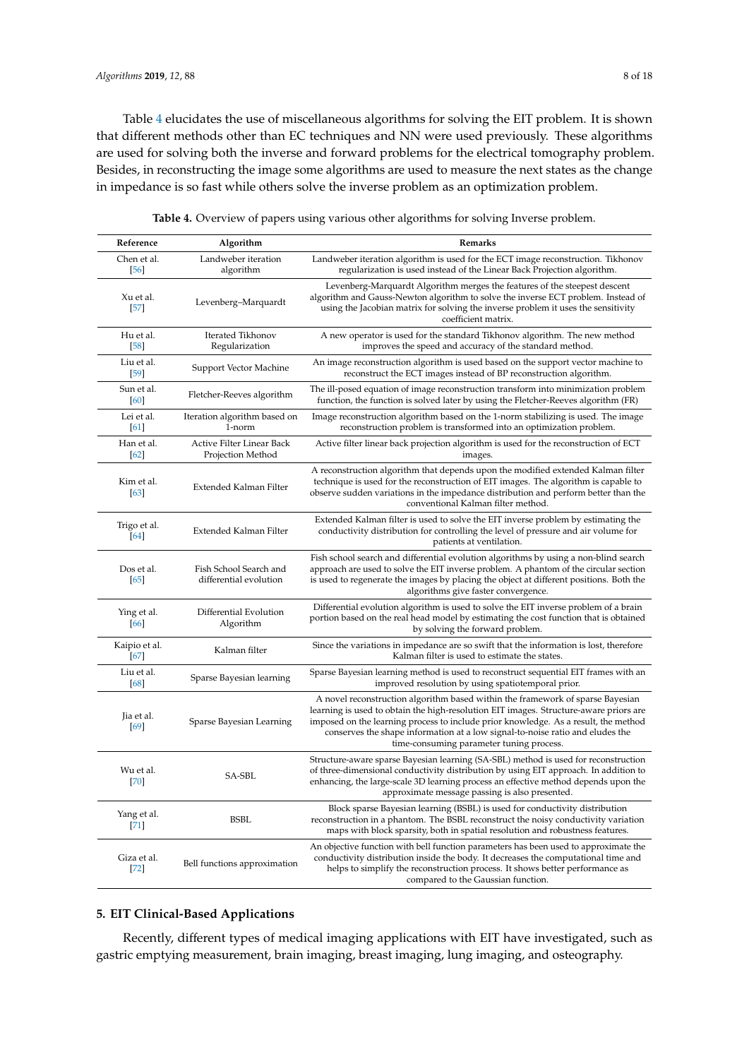Table 4 elucidates the use of miscellaneous algorithms for solving the EIT problem. It is shown that different methods other than EC techniques and NN were used previously. These algorithms are used for solving both the inverse and forward problems for the electrical tomography problem. Besides, in reconstructing the image some algorithms are used to measure the next states as the change in impedance is so fast while others solve the inverse problem as an optimization problem.

**Table 4.** Overview of papers using various other algorithms for solving Inverse problem.

| Reference | Algorithm | Remarks |
|---|---|---|
| Chen et al. [56] | Landweber iteration algorithm | Landweber iteration algorithm is used for the ECT image reconstruction. Tikhonov regularization is used instead of the Linear Back Projection algorithm. |
| Xu et al. [57] | Levenberg–Marquardt | Levenberg-Marquardt Algorithm merges the features of the steepest descent algorithm and Gauss-Newton algorithm to solve the inverse ECT problem. Instead of using the Jacobian matrix for solving the inverse problem it uses the sensitivity coefficient matrix. |
| Hu et al. [58] | Iterated Tikhonov Regularization | A new operator is used for the standard Tikhonov algorithm. The new method improves the speed and accuracy of the standard method. |
| Liu et al. [59] | Support Vector Machine | An image reconstruction algorithm is used based on the support vector machine to reconstruct the ECT images instead of BP reconstruction algorithm. |
| Sun et al. [60] | Fletcher-Reeves algorithm | The ill-posed equation of image reconstruction transform into minimization problem function, the function is solved later by using the Fletcher-Reeves algorithm (FR) |
| Lei et al. [61] | Iteration algorithm based on 1-norm | Image reconstruction algorithm based on the 1-norm stabilizing is used. The image reconstruction problem is transformed into an optimization problem. |
| Han et al. [62] | Active Filter Linear Back Projection Method | Active filter linear back projection algorithm is used for the reconstruction of ECT images. |
| Kim et al. [63] | Extended Kalman Filter | A reconstruction algorithm that depends upon the modified extended Kalman filter technique is used for the reconstruction of EIT images. The algorithm is capable to observe sudden variations in the impedance distribution and perform better than the conventional Kalman filter method. |
| Trigo et al. [64] | Extended Kalman Filter | Extended Kalman filter is used to solve the EIT inverse problem by estimating the conductivity distribution for controlling the level of pressure and air volume for patients at ventilation. |
| Dos et al. [65] | Fish School Search and differential evolution | Fish school search and differential evolution algorithms by using a non-blind search approach are used to solve the EIT inverse problem. A phantom of the circular section is used to regenerate the images by placing the object at different positions. Both the algorithms give faster convergence. |
| Ying et al. [66] | Differential Evolution Algorithm | Differential evolution algorithm is used to solve the EIT inverse problem of a brain portion based on the real head model by estimating the cost function that is obtained by solving the forward problem. |
| Kaipio et al. [67] | Kalman filter | Since the variations in impedance are so swift that the information is lost, therefore Kalman filter is used to estimate the states. |
| Liu et al. [68] | Sparse Bayesian learning | Sparse Bayesian learning method is used to reconstruct sequential EIT frames with an improved resolution by using spatiotemporal prior. |
| Jia et al. [69] | Sparse Bayesian Learning | A novel reconstruction algorithm based within the framework of sparse Bayesian learning is used to obtain the high-resolution EIT images. Structure-aware priors are imposed on the learning process to include prior knowledge. As a result, the method conserves the shape information at a low signal-to-noise ratio and eludes the time-consuming parameter tuning process. |
| Wu et al. [70] | SA-SBL | Structure-aware sparse Bayesian learning (SA-SBL) method is used for reconstruction of three-dimensional conductivity distribution by using EIT approach. In addition to enhancing, the large-scale 3D learning process an effective method depends upon the approximate message passing is also presented. |
| Yang et al. [71] | BSBL | Block sparse Bayesian learning (BSBL) is used for conductivity distribution reconstruction in a phantom. The BSBL reconstruct the noisy conductivity variation maps with block sparsity, both in spatial resolution and robustness features. |
| Giza et al. [72] | Bell functions approximation | An objective function with bell function parameters has been used to approximate the conductivity distribution inside the body. It decreases the computational time and helps to simplify the reconstruction process. It shows better performance as compared to the Gaussian function. |

## 5. EIT Clinical-Based Applications

Recently, different types of medical imaging applications with EIT have investigated, such as gastric emptying measurement, brain imaging, breast imaging, lung imaging, and osteography.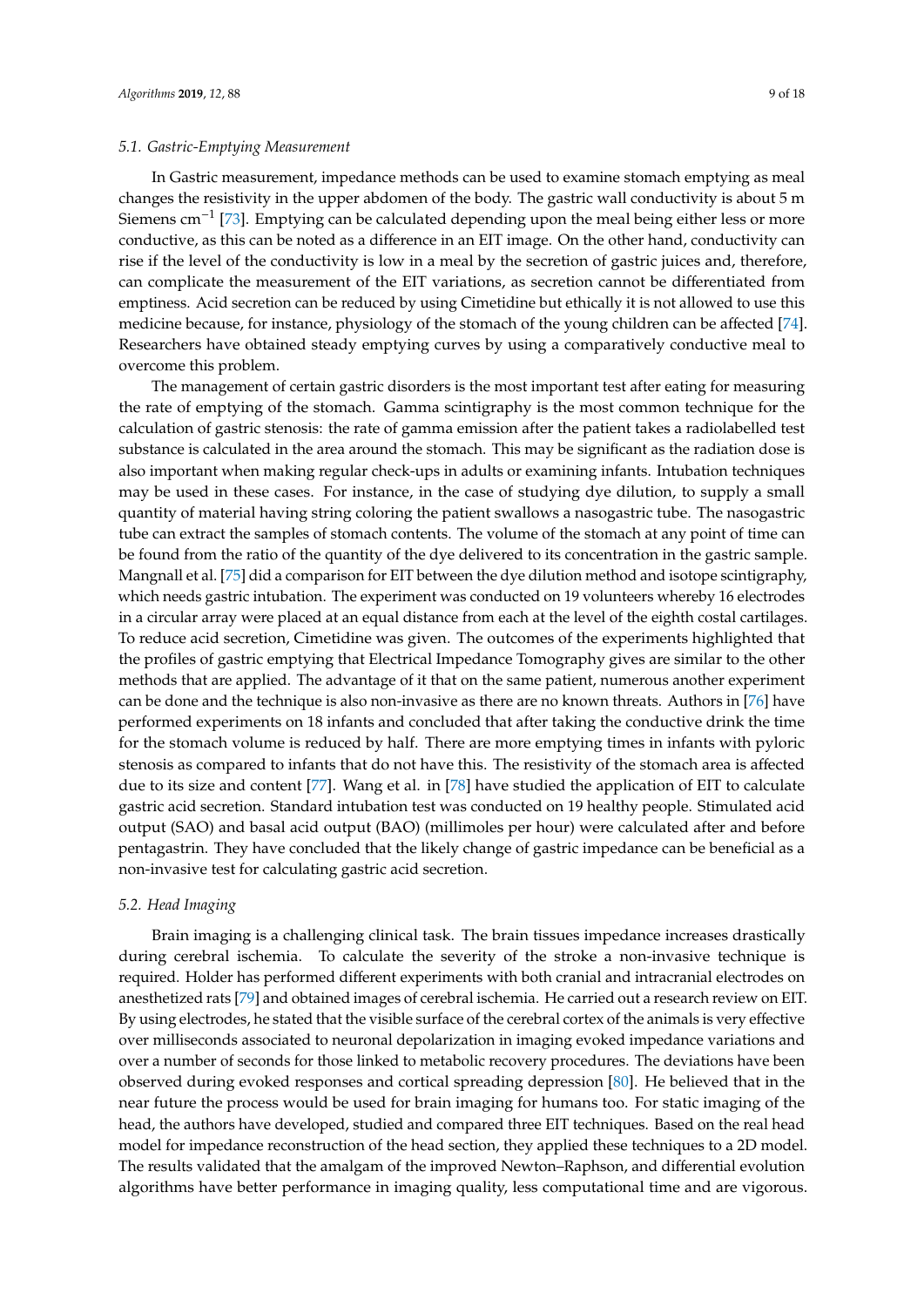### 5.1. Gastric-Emptying Measurement

In Gastric measurement, impedance methods can be used to examine stomach emptying as meal changes the resistivity in the upper abdomen of the body. The gastric wall conductivity is about 5 m Siemens $cm^{-1}$ [73]. Emptying can be calculated depending upon the meal being either less or more conductive, as this can be noted as a difference in an EIT image. On the other hand, conductivity can rise if the level of the conductivity is low in a meal by the secretion of gastric juices and, therefore, can complicate the measurement of the EIT variations, as secretion cannot be differentiated from emptiness. Acid secretion can be reduced by using Cimetidine but ethically it is not allowed to use this medicine because, for instance, physiology of the stomach of the young children can be affected [74]. Researchers have obtained steady emptying curves by using a comparatively conductive meal to overcome this problem.

The management of certain gastric disorders is the most important test after eating for measuring the rate of emptying of the stomach. Gamma scintigraphy is the most common technique for the calculation of gastric stenosis: the rate of gamma emission after the patient takes a radiolabelled test substance is calculated in the area around the stomach. This may be significant as the radiation dose is also important when making regular check-ups in adults or examining infants. Intubation techniques may be used in these cases. For instance, in the case of studying dye dilution, to supply a small quantity of material having string coloring the patient swallows a nasogastric tube. The nasogastric tube can extract the samples of stomach contents. The volume of the stomach at any point of time can be found from the ratio of the quantity of the dye delivered to its concentration in the gastric sample. Mangnall et al. [75] did a comparison for EIT between the dye dilution method and isotope scintigraphy, which needs gastric intubation. The experiment was conducted on 19 volunteers whereby 16 electrodes in a circular array were placed at an equal distance from each at the level of the eighth costal cartilages. To reduce acid secretion, Cimetidine was given. The outcomes of the experiments highlighted that the profiles of gastric emptying that Electrical Impedance Tomography gives are similar to the other methods that are applied. The advantage of it that on the same patient, numerous another experiment can be done and the technique is also non-invasive as there are no known threats. Authors in [76] have performed experiments on 18 infants and concluded that after taking the conductive drink the time for the stomach volume is reduced by half. There are more emptying times in infants with pyloric stenosis as compared to infants that do not have this. The resistivity of the stomach area is affected due to its size and content [77]. Wang et al. in [78] have studied the application of EIT to calculate gastric acid secretion. Standard intubation test was conducted on 19 healthy people. Stimulated acid output (SAO) and basal acid output (BAO) (millimoles per hour) were calculated after and before pentagastrin. They have concluded that the likely change of gastric impedance can be beneficial as a non-invasive test for calculating gastric acid secretion.

### 5.2. Head Imaging

Brain imaging is a challenging clinical task. The brain tissues impedance increases drastically during cerebral ischemia. To calculate the severity of the stroke a non-invasive technique is required. Holder has performed different experiments with both cranial and intracranial electrodes on anesthetized rats [79] and obtained images of cerebral ischemia. He carried out a research review on EIT. By using electrodes, he stated that the visible surface of the cerebral cortex of the animals is very effective over milliseconds associated to neuronal depolarization in imaging evoked impedance variations and over a number of seconds for those linked to metabolic recovery procedures. The deviations have been observed during evoked responses and cortical spreading depression [80]. He believed that in the near future the process would be used for brain imaging for humans too. For static imaging of the head, the authors have developed, studied and compared three EIT techniques. Based on the real head model for impedance reconstruction of the head section, they applied these techniques to a 2D model. The results validated that the amalgam of the improved Newton–Raphson, and differential evolution algorithms have better performance in imaging quality, less computational time and are vigorous.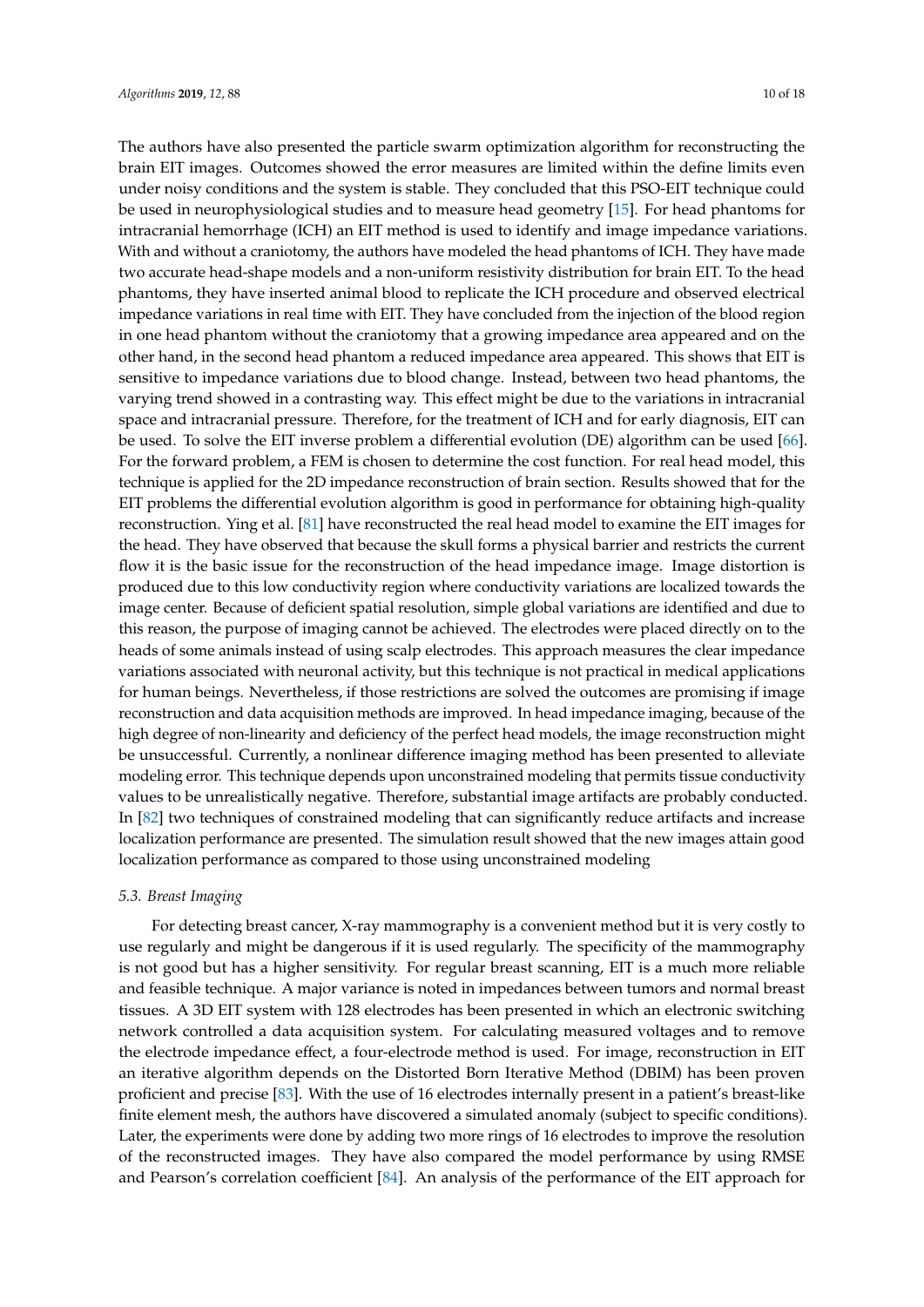The authors have also presented the particle swarm optimization algorithm for reconstructing the brain EIT images. Outcomes showed the error measures are limited within the define limits even under noisy conditions and the system is stable. They concluded that this PSO-EIT technique could be used in neurophysiological studies and to measure head geometry [15]. For head phantoms for intracranial hemorrhage (ICH) an EIT method is used to identify and image impedance variations. With and without a craniotomy, the authors have modeled the head phantoms of ICH. They have made two accurate head-shape models and a non-uniform resistivity distribution for brain EIT. To the head phantoms, they have inserted animal blood to replicate the ICH procedure and observed electrical impedance variations in real time with EIT. They have concluded from the injection of the blood region in one head phantom without the craniotomy that a growing impedance area appeared and on the other hand, in the second head phantom a reduced impedance area appeared. This shows that EIT is sensitive to impedance variations due to blood change. Instead, between two head phantoms, the varying trend showed in a contrasting way. This effect might be due to the variations in intracranial space and intracranial pressure. Therefore, for the treatment of ICH and for early diagnosis, EIT can be used. To solve the EIT inverse problem a differential evolution (DE) algorithm can be used [66]. For the forward problem, a FEM is chosen to determine the cost function. For real head model, this technique is applied for the 2D impedance reconstruction of brain section. Results showed that for the EIT problems the differential evolution algorithm is good in performance for obtaining high-quality reconstruction. Ying et al. [81] have reconstructed the real head model to examine the EIT images for the head. They have observed that because the skull forms a physical barrier and restricts the current flow it is the basic issue for the reconstruction of the head impedance image. Image distortion is produced due to this low conductivity region where conductivity variations are localized towards the image center. Because of deficient spatial resolution, simple global variations are identified and due to this reason, the purpose of imaging cannot be achieved. The electrodes were placed directly on to the heads of some animals instead of using scalp electrodes. This approach measures the clear impedance variations associated with neuronal activity, but this technique is not practical in medical applications for human beings. Nevertheless, if those restrictions are solved the outcomes are promising if image reconstruction and data acquisition methods are improved. In head impedance imaging, because of the high degree of non-linearity and deficiency of the perfect head models, the image reconstruction might be unsuccessful. Currently, a nonlinear difference imaging method has been presented to alleviate modeling error. This technique depends upon unconstrained modeling that permits tissue conductivity values to be unrealistically negative. Therefore, substantial image artifacts are probably conducted. In [82] two techniques of constrained modeling that can significantly reduce artifacts and increase localization performance are presented. The simulation result showed that the new images attain good localization performance as compared to those using unconstrained modeling

### 5.3. Breast Imaging

For detecting breast cancer, X-ray mammography is a convenient method but it is very costly to use regularly and might be dangerous if it is used regularly. The specificity of the mammography is not good but has a higher sensitivity. For regular breast scanning, EIT is a much more reliable and feasible technique. A major variance is noted in impedances between tumors and normal breast tissues. A 3D EIT system with 128 electrodes has been presented in which an electronic switching network controlled a data acquisition system. For calculating measured voltages and to remove the electrode impedance effect, a four-electrode method is used. For image, reconstruction in EIT an iterative algorithm depends on the Distorted Born Iterative Method (DBIM) has been proven proficient and precise [83]. With the use of 16 electrodes internally present in a patient's breast-like finite element mesh, the authors have discovered a simulated anomaly (subject to specific conditions). Later, the experiments were done by adding two more rings of 16 electrodes to improve the resolution of the reconstructed images. They have also compared the model performance by using RMSE and Pearson's correlation coefficient [84]. An analysis of the performance of the EIT approach for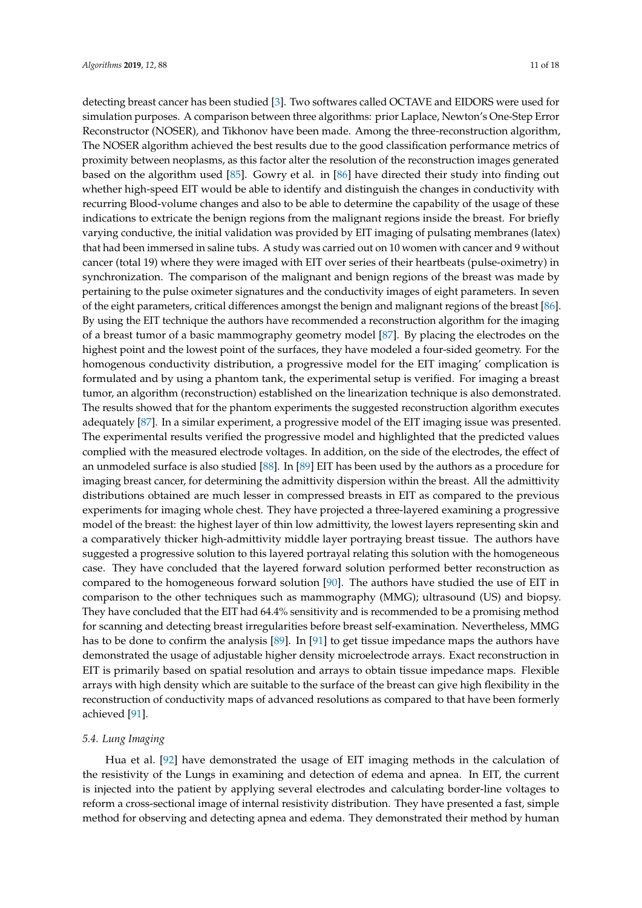detecting breast cancer has been studied [3]. Two softwares called OCTAVE and EIDORS were used for simulation purposes. A comparison between three algorithms: prior Laplace, Newton's One-Step Error Reconstructor (NOSER), and Tikhonov have been made. Among the three-reconstruction algorithm, The NOSER algorithm achieved the best results due to the good classification performance metrics of proximity between neoplasms, as this factor alter the resolution of the reconstruction images generated based on the algorithm used [85]. Gowry et al. in [86] have directed their study into finding out whether high-speed EIT would be able to identify and distinguish the changes in conductivity with recurring Blood-volume changes and also to be able to determine the capability of the usage of these indications to extricate the benign regions from the malignant regions inside the breast. For briefly varying conductive, the initial validation was provided by EIT imaging of pulsating membranes (latex) that had been immersed in saline tubs. A study was carried out on 10 women with cancer and 9 without cancer (total 19) where they were imaged with EIT over series of their heartbeats (pulse-oximetry) in synchronization. The comparison of the malignant and benign regions of the breast was made by pertaining to the pulse oximeter signatures and the conductivity images of eight parameters. In seven of the eight parameters, critical differences amongst the benign and malignant regions of the breast [86]. By using the EIT technique the authors have recommended a reconstruction algorithm for the imaging of a breast tumor of a basic mammography geometry model [87]. By placing the electrodes on the highest point and the lowest point of the surfaces, they have modeled a four-sided geometry. For the homogenous conductivity distribution, a progressive model for the EIT imaging' complication is formulated and by using a phantom tank, the experimental setup is verified. For imaging a breast tumor, an algorithm (reconstruction) established on the linearization technique is also demonstrated. The results showed that for the phantom experiments the suggested reconstruction algorithm executes adequately [87]. In a similar experiment, a progressive model of the EIT imaging issue was presented. The experimental results verified the progressive model and highlighted that the predicted values complied with the measured electrode voltages. In addition, on the side of the electrodes, the effect of an unmodeled surface is also studied [88]. In [89] EIT has been used by the authors as a procedure for imaging breast cancer, for determining the admittivity dispersion within the breast. All the admittivity distributions obtained are much lesser in compressed breasts in EIT as compared to the previous experiments for imaging whole chest. They have projected a three-layered examining a progressive model of the breast: the highest layer of thin low admittivity, the lowest layers representing skin and a comparatively thicker high-admittivity middle layer portraying breast tissue. The authors have suggested a progressive solution to this layered portrayal relating this solution with the homogeneous case. They have concluded that the layered forward solution performed better reconstruction as compared to the homogeneous forward solution [90]. The authors have studied the use of EIT in comparison to the other techniques such as mammography (MMG); ultrasound (US) and biopsy. They have concluded that the EIT had 64.4% sensitivity and is recommended to be a promising method for scanning and detecting breast irregularities before breast self-examination. Nevertheless, MMG has to be done to confirm the analysis [89]. In [91] to get tissue impedance maps the authors have demonstrated the usage of adjustable higher density microelectrode arrays. Exact reconstruction in EIT is primarily based on spatial resolution and arrays to obtain tissue impedance maps. Flexible arrays with high density which are suitable to the surface of the breast can give high flexibility in the reconstruction of conductivity maps of advanced resolutions as compared to that have been formerly achieved [91].

### 5.4. Lung Imaging

Hua et al. [92] have demonstrated the usage of EIT imaging methods in the calculation of the resistivity of the Lungs in examining and detection of edema and apnea. In EIT, the current is injected into the patient by applying several electrodes and calculating border-line voltages to reform a cross-sectional image of internal resistivity distribution. They have presented a fast, simple method for observing and detecting apnea and edema. They demonstrated their method by human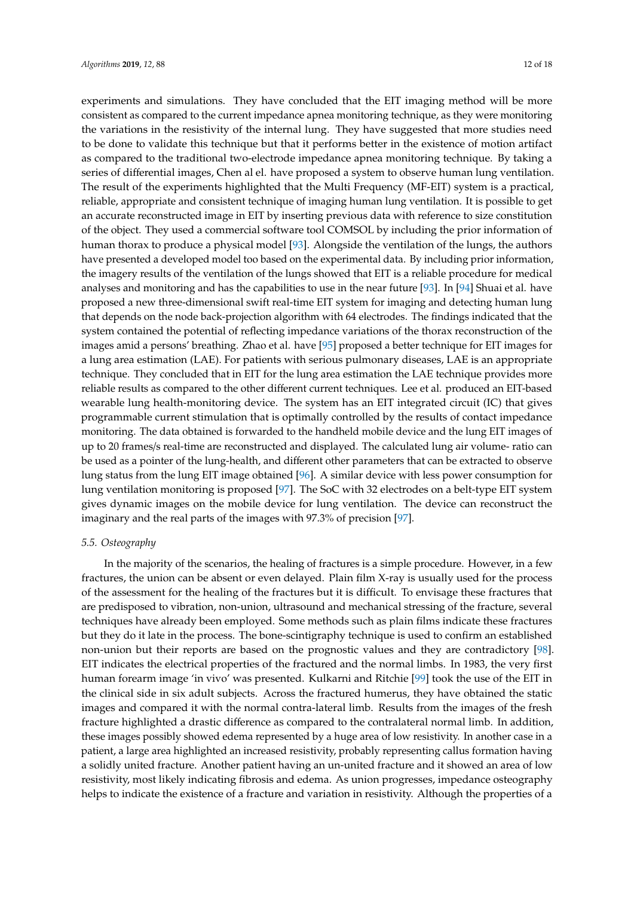experiments and simulations. They have concluded that the EIT imaging method will be more consistent as compared to the current impedance apnea monitoring technique, as they were monitoring the variations in the resistivity of the internal lung. They have suggested that more studies need to be done to validate this technique but that it performs better in the existence of motion artifact as compared to the traditional two-electrode impedance apnea monitoring technique. By taking a series of differential images, Chen al el. have proposed a system to observe human lung ventilation. The result of the experiments highlighted that the Multi Frequency (MF-EIT) system is a practical, reliable, appropriate and consistent technique of imaging human lung ventilation. It is possible to get an accurate reconstructed image in EIT by inserting previous data with reference to size constitution of the object. They used a commercial software tool COMSOL by including the prior information of human thorax to produce a physical model [93]. Alongside the ventilation of the lungs, the authors have presented a developed model too based on the experimental data. By including prior information, the imagery results of the ventilation of the lungs showed that EIT is a reliable procedure for medical analyses and monitoring and has the capabilities to use in the near future [93]. In [94] Shuai et al. have proposed a new three-dimensional swift real-time EIT system for imaging and detecting human lung that depends on the node back-projection algorithm with 64 electrodes. The findings indicated that the system contained the potential of reflecting impedance variations of the thorax reconstruction of the images amid a persons' breathing. Zhao et al. have [95] proposed a better technique for EIT images for a lung area estimation (LAE). For patients with serious pulmonary diseases, LAE is an appropriate technique. They concluded that in EIT for the lung area estimation the LAE technique provides more reliable results as compared to the other different current techniques. Lee et al. produced an EIT-based wearable lung health-monitoring device. The system has an EIT integrated circuit (IC) that gives programmable current stimulation that is optimally controlled by the results of contact impedance monitoring. The data obtained is forwarded to the handheld mobile device and the lung EIT images of up to 20 frames/s real-time are reconstructed and displayed. The calculated lung air volume- ratio can be used as a pointer of the lung-health, and different other parameters that can be extracted to observe lung status from the lung EIT image obtained [96]. A similar device with less power consumption for lung ventilation monitoring is proposed [97]. The SoC with 32 electrodes on a belt-type EIT system gives dynamic images on the mobile device for lung ventilation. The device can reconstruct the imaginary and the real parts of the images with 97.3% of precision [97].

### 5.5. Osteography

In the majority of the scenarios, the healing of fractures is a simple procedure. However, in a few fractures, the union can be absent or even delayed. Plain film X-ray is usually used for the process of the assessment for the healing of the fractures but it is difficult. To envisage these fractures that are predisposed to vibration, non-union, ultrasound and mechanical stressing of the fracture, several techniques have already been employed. Some methods such as plain films indicate these fractures but they do it late in the process. The bone-scintigraphy technique is used to confirm an established non-union but their reports are based on the prognostic values and they are contradictory [98]. EIT indicates the electrical properties of the fractured and the normal limbs. In 1983, the very first human forearm image 'in vivo' was presented. Kulkarni and Ritchie [99] took the use of the EIT in the clinical side in six adult subjects. Across the fractured humerus, they have obtained the static images and compared it with the normal contra-lateral limb. Results from the images of the fresh fracture highlighted a drastic difference as compared to the contralateral normal limb. In addition, these images possibly showed edema represented by a huge area of low resistivity. In another case in a patient, a large area highlighted an increased resistivity, probably representing callus formation having a solidly united fracture. Another patient having an un-united fracture and it showed an area of low resistivity, most likely indicating fibrosis and edema. As union progresses, impedance osteography helps to indicate the existence of a fracture and variation in resistivity. Although the properties of a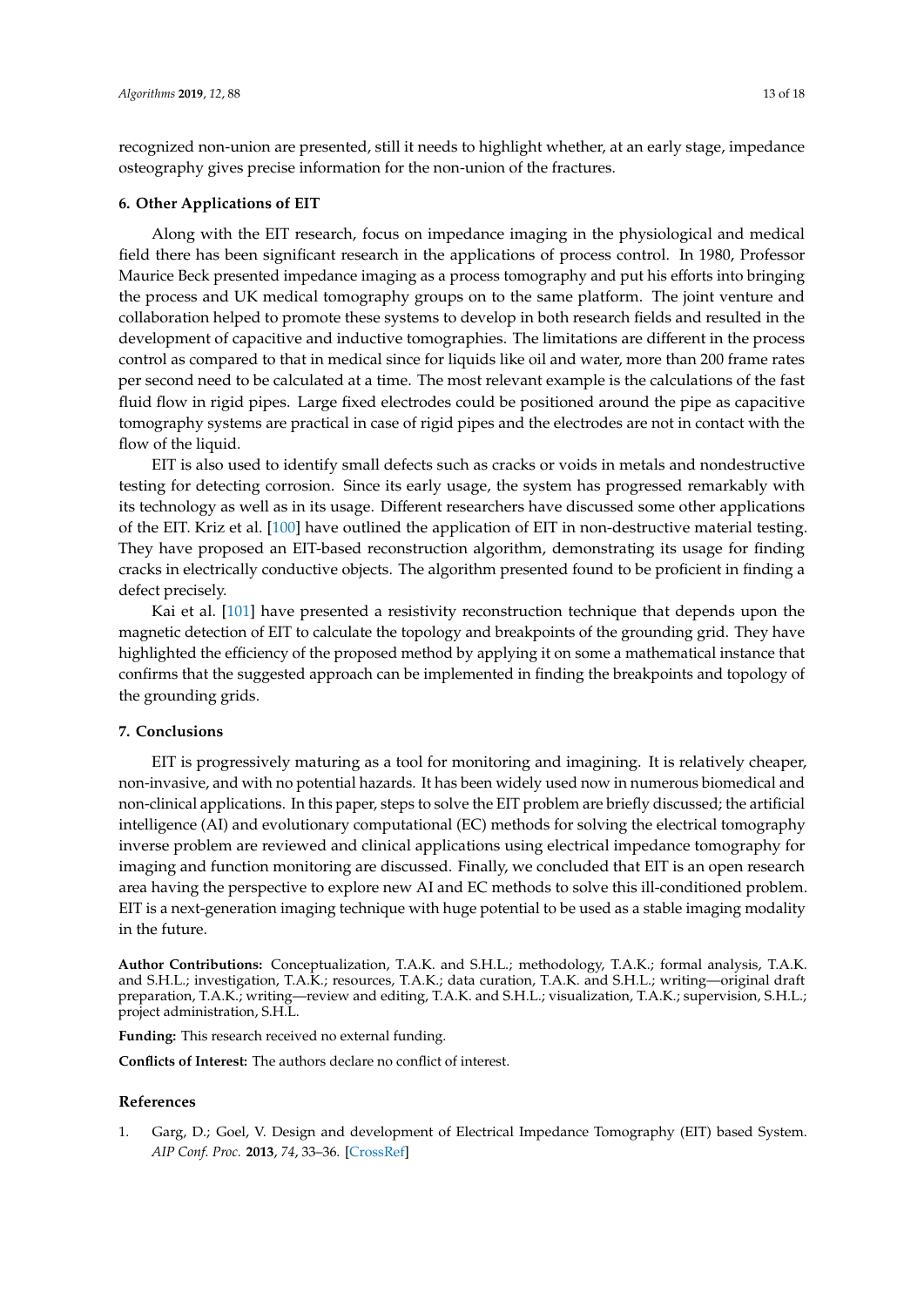recognized non-union are presented, still it needs to highlight whether, at an early stage, impedance osteography gives precise information for the non-union of the fractures.

## 6. Other Applications of EIT

Along with the EIT research, focus on impedance imaging in the physiological and medical field there has been significant research in the applications of process control. In 1980, Professor Maurice Beck presented impedance imaging as a process tomography and put his efforts into bringing the process and UK medical tomography groups on to the same platform. The joint venture and collaboration helped to promote these systems to develop in both research fields and resulted in the development of capacitive and inductive tomographies. The limitations are different in the process control as compared to that in medical since for liquids like oil and water, more than 200 frame rates per second need to be calculated at a time. The most relevant example is the calculations of the fast fluid flow in rigid pipes. Large fixed electrodes could be positioned around the pipe as capacitive tomography systems are practical in case of rigid pipes and the electrodes are not in contact with the flow of the liquid.

EIT is also used to identify small defects such as cracks or voids in metals and nondestructive testing for detecting corrosion. Since its early usage, the system has progressed remarkably with its technology as well as in its usage. Different researchers have discussed some other applications of the EIT. Kriz et al. [100] have outlined the application of EIT in non-destructive material testing. They have proposed an EIT-based reconstruction algorithm, demonstrating its usage for finding cracks in electrically conductive objects. The algorithm presented found to be proficient in finding a defect precisely.

Kai et al. [101] have presented a resistivity reconstruction technique that depends upon the magnetic detection of EIT to calculate the topology and breakpoints of the grounding grid. They have highlighted the efficiency of the proposed method by applying it on some a mathematical instance that confirms that the suggested approach can be implemented in finding the breakpoints and topology of the grounding grids.

## 7. Conclusions

EIT is progressively maturing as a tool for monitoring and imagining. It is relatively cheaper, non-invasive, and with no potential hazards. It has been widely used now in numerous biomedical and non-clinical applications. In this paper, steps to solve the EIT problem are briefly discussed; the artificial intelligence (AI) and evolutionary computational (EC) methods for solving the electrical tomography inverse problem are reviewed and clinical applications using electrical impedance tomography for imaging and function monitoring are discussed. Finally, we concluded that EIT is an open research area having the perspective to explore new AI and EC methods to solve this ill-conditioned problem. EIT is a next-generation imaging technique with huge potential to be used as a stable imaging modality in the future.

**Author Contributions:** Conceptualization, T.A.K. and S.H.L.; methodology, T.A.K.; formal analysis, T.A.K. and S.H.L.; investigation, T.A.K.; resources, T.A.K.; data curation, T.A.K. and S.H.L.; writing—original draft preparation, T.A.K.; writing—review and editing, T.A.K. and S.H.L.; visualization, T.A.K.; supervision, S.H.L.; project administration, S.H.L.

**Funding:** This research received no external funding.

**Conflicts of Interest:** The authors declare no conflict of interest.

## References

1. Garg, D.; Goel, V. Design and development of Electrical Impedance Tomography (EIT) based System. *AIP Conf. Proc.* **2013**, *74*, 33–36. [CrossRef]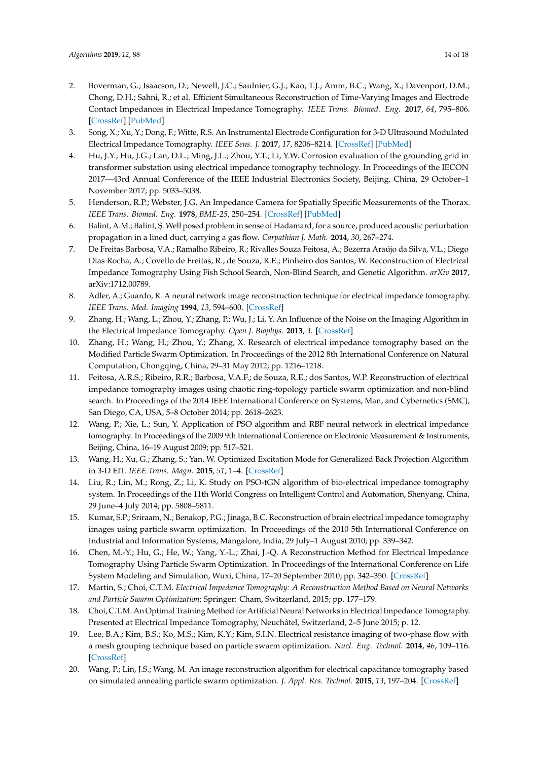2. Boverman, G.; Isaacson, D.; Newell, J.C.; Saulnier, G.J.; Kao, T.J.; Amm, B.C.; Wang, X.; Davenport, D.M.; Chong, D.H.; Sahni, R.; et al. Efficient Simultaneous Reconstruction of Time-Varying Images and Electrode Contact Impedances in Electrical Impedance Tomography. *IEEE Trans. Biomed. Eng.* **2017**, *64*, 795–806. [CrossRef] [PubMed]
3. Song, X.; Xu, Y.; Dong, F.; Witte, R.S. An Instrumental Electrode Configuration for 3-D Ultrasound Modulated Electrical Impedance Tomography. *IEEE Sens. J.* **2017**, *17*, 8206–8214. [CrossRef] [PubMed]
4. Hu, J.Y.; Hu, J.G.; Lan, D.L.; Ming, J.L.; Zhou, Y.T.; Li, Y.W. Corrosion evaluation of the grounding grid in transformer substation using electrical impedance tomography technology. In Proceedings of the IECON 2017—43rd Annual Conference of the IEEE Industrial Electronics Society, Beijing, China, 29 October–1 November 2017; pp. 5033–5038.
5. Henderson, R.P.; Webster, J.G. An Impedance Camera for Spatially Specific Measurements of the Thorax. *IEEE Trans. Biomed. Eng.* **1978**, *BME-25*, 250–254. [CrossRef] [PubMed]
6. Balint, A.M.; Balint, Ş. Well posed problem in sense of Hadamard, for a source, produced acoustic perturbation propagation in a lined duct, carrying a gas flow. *Carpathian J. Math.* **2014**, *30*, 267–274.
7. De Freitas Barbosa, V.A.; Ramalho Ribeiro, R.; Rivalles Souza Feitosa, A.; Bezerra Araújo da Silva, V.L.; Diego Dias Rocha, A.; Covello de Freitas, R.; de Souza, R.E.; Pinheiro dos Santos, W. Reconstruction of Electrical Impedance Tomography Using Fish School Search, Non-Blind Search, and Genetic Algorithm. *arXiv* **2017**, arXiv:1712.00789.
8. Adler, A.; Guardo, R. A neural network image reconstruction technique for electrical impedance tomography. *IEEE Trans. Med. Imaging* **1994**, *13*, 594–600. [CrossRef]
9. Zhang, H.; Wang, L.; Zhou, Y.; Zhang, P.; Wu, J.; Li, Y. An Influence of the Noise on the Imaging Algorithm in the Electrical Impedance Tomography. *Open J. Biophys.* **2013**, *3*. [CrossRef]
10. Zhang, H.; Wang, H.; Zhou, Y.; Zhang, X. Research of electrical impedance tomography based on the Modified Particle Swarm Optimization. In Proceedings of the 2012 8th International Conference on Natural Computation, Chongqing, China, 29–31 May 2012; pp. 1216–1218.
11. Feitosa, A.R.S.; Ribeiro, R.R.; Barbosa, V.A.F.; de Souza, R.E.; dos Santos, W.P. Reconstruction of electrical impedance tomography images using chaotic ring-topology particle swarm optimization and non-blind search. In Proceedings of the 2014 IEEE International Conference on Systems, Man, and Cybernetics (SMC), San Diego, CA, USA, 5–8 October 2014; pp. 2618–2623.
12. Wang, P.; Xie, L.; Sun, Y. Application of PSO algorithm and RBF neural network in electrical impedance tomography. In Proceedings of the 2009 9th International Conference on Electronic Measurement & Instruments, Beijing, China, 16–19 August 2009; pp. 517–521.
13. Wang, H.; Xu, G.; Zhang, S.; Yan, W. Optimized Excitation Mode for Generalized Back Projection Algorithm in 3-D EIT. *IEEE Trans. Magn.* **2015**, *51*, 1–4. [CrossRef]
14. Liu, R.; Lin, M.; Rong, Z.; Li, K. Study on PSO-tGN algorithm of bio-electrical impedance tomography system. In Proceedings of the 11th World Congress on Intelligent Control and Automation, Shenyang, China, 29 June–4 July 2014; pp. 5808–5811.
15. Kumar, S.P.; Sriraam, N.; Benakop, P.G.; Jinaga, B.C. Reconstruction of brain electrical impedance tomography images using particle swarm optimization. In Proceedings of the 2010 5th International Conference on Industrial and Information Systems, Mangalore, India, 29 July–1 August 2010; pp. 339–342.
16. Chen, M.-Y.; Hu, G.; He, W.; Yang, Y.-L.; Zhai, J.-Q. A Reconstruction Method for Electrical Impedance Tomography Using Particle Swarm Optimization. In Proceedings of the International Conference on Life System Modeling and Simulation, Wuxi, China, 17–20 September 2010; pp. 342–350. [CrossRef]
17. Martin, S.; Choi, C.T.M. *Electrical Impedance Tomography: A Reconstruction Method Based on Neural Networks and Particle Swarm Optimization*; Springer: Cham, Switzerland, 2015; pp. 177–179.
18. Choi, C.T.M. An Optimal Training Method for Artificial Neural Networks in Electrical Impedance Tomography. Presented at Electrical Impedance Tomography, Neuchâtel, Switzerland, 2–5 June 2015; p. 12.
19. Lee, B.A.; Kim, B.S.; Ko, M.S.; Kim, K.Y.; Kim, S.I.N. Electrical resistance imaging of two-phase flow with a mesh grouping technique based on particle swarm optimization. *Nucl. Eng. Technol.* **2014**, *46*, 109–116. [CrossRef]
20. Wang, P.; Lin, J.S.; Wang, M. An image reconstruction algorithm for electrical capacitance tomography based on simulated annealing particle swarm optimization. *J. Appl. Res. Technol.* **2015**, *13*, 197–204. [CrossRef]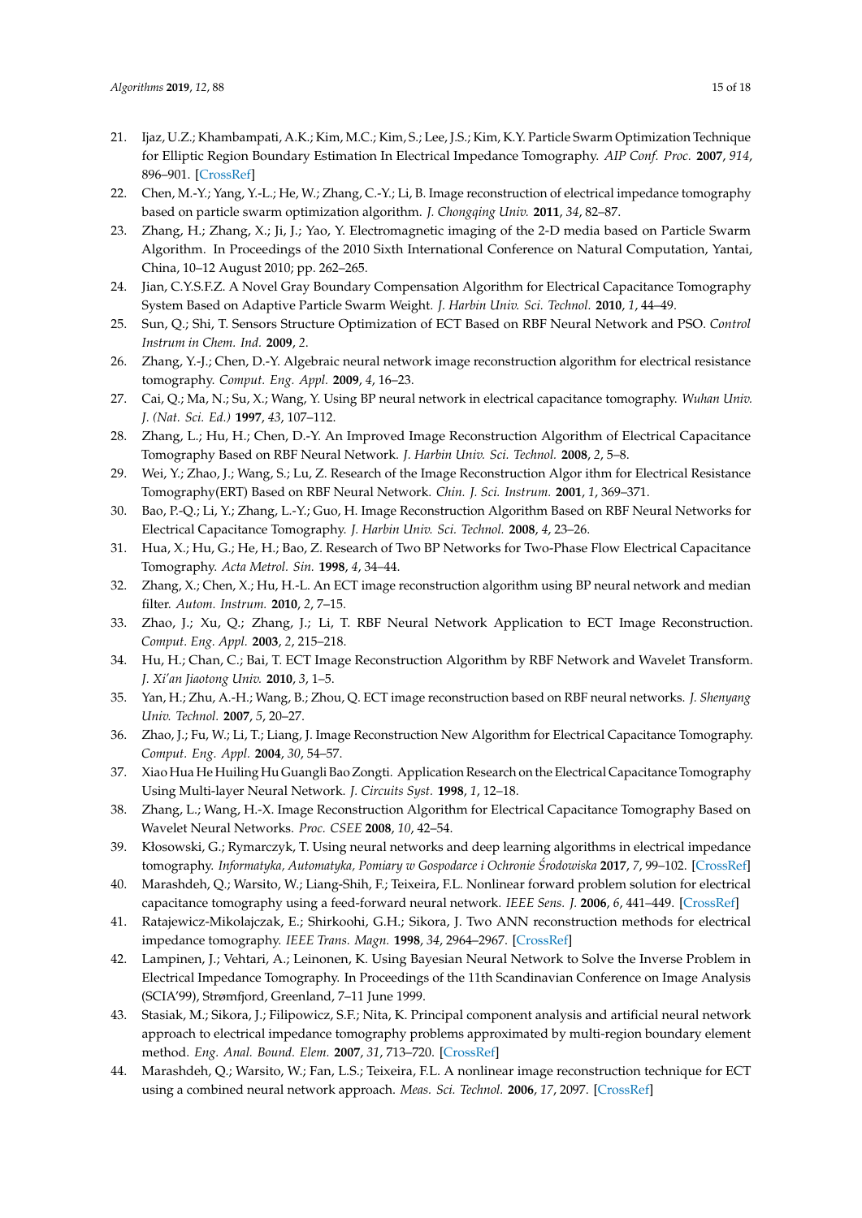21. Ijaz, U.Z.; Khambampati, A.K.; Kim, M.C.; Kim, S.; Lee, J.S.; Kim, K.Y. Particle Swarm Optimization Technique for Elliptic Region Boundary Estimation In Electrical Impedance Tomography. *AIP Conf. Proc.* **2007**, *914*, 896–901. [CrossRef]
22. Chen, M.-Y.; Yang, Y.-L.; He, W.; Zhang, C.-Y.; Li, B. Image reconstruction of electrical impedance tomography based on particle swarm optimization algorithm. *J. Chongqing Univ.* **2011**, *34*, 82–87.
23. Zhang, H.; Zhang, X.; Ji, J.; Yao, Y. Electromagnetic imaging of the 2-D media based on Particle Swarm Algorithm. In Proceedings of the 2010 Sixth International Conference on Natural Computation, Yantai, China, 10–12 August 2010; pp. 262–265.
24. Jian, C.Y.S.F.Z. A Novel Gray Boundary Compensation Algorithm for Electrical Capacitance Tomography System Based on Adaptive Particle Swarm Weight. *J. Harbin Univ. Sci. Technol.* **2010**, *1*, 44–49.
25. Sun, Q.; Shi, T. Sensors Structure Optimization of ECT Based on RBF Neural Network and PSO. *Control Instrum in Chem. Ind.* **2009**, *2*.
26. Zhang, Y.-J.; Chen, D.-Y. Algebraic neural network image reconstruction algorithm for electrical resistance tomography. *Comput. Eng. Appl.* **2009**, *4*, 16–23.
27. Cai, Q.; Ma, N.; Su, X.; Wang, Y. Using BP neural network in electrical capacitance tomography. *Wuhan Univ. J. (Nat. Sci. Ed.)* **1997**, *43*, 107–112.
28. Zhang, L.; Hu, H.; Chen, D.-Y. An Improved Image Reconstruction Algorithm of Electrical Capacitance Tomography Based on RBF Neural Network. *J. Harbin Univ. Sci. Technol.* **2008**, *2*, 5–8.
29. Wei, Y.; Zhao, J.; Wang, S.; Lu, Z. Research of the Image Reconstruction Algor ithm for Electrical Resistance Tomography(ERT) Based on RBF Neural Network. *Chin. J. Sci. Instrum.* **2001**, *1*, 369–371.
30. Bao, P.-Q.; Li, Y.; Zhang, L.-Y.; Guo, H. Image Reconstruction Algorithm Based on RBF Neural Networks for Electrical Capacitance Tomography. *J. Harbin Univ. Sci. Technol.* **2008**, *4*, 23–26.
31. Hua, X.; Hu, G.; He, H.; Bao, Z. Research of Two BP Networks for Two-Phase Flow Electrical Capacitance Tomography. *Acta Metrol. Sin.* **1998**, *4*, 34–44.
32. Zhang, X.; Chen, X.; Hu, H.-L. An ECT image reconstruction algorithm using BP neural network and median filter. *Autom. Instrum.* **2010**, *2*, 7–15.
33. Zhao, J.; Xu, Q.; Zhang, J.; Li, T. RBF Neural Network Application to ECT Image Reconstruction. *Comput. Eng. Appl.* **2003**, *2*, 215–218.
34. Hu, H.; Chan, C.; Bai, T. ECT Image Reconstruction Algorithm by RBF Network and Wavelet Transform. *J. Xi'an Jiaotong Univ.* **2010**, *3*, 1–5.
35. Yan, H.; Zhu, A.-H.; Wang, B.; Zhou, Q. ECT image reconstruction based on RBF neural networks. *J. Shenyang Univ. Technol.* **2007**, *5*, 20–27.
36. Zhao, J.; Fu, W.; Li, T.; Liang, J. Image Reconstruction New Algorithm for Electrical Capacitance Tomography. *Comput. Eng. Appl.* **2004**, *30*, 54–57.
37. Xiao Hua He Huiling Hu Guangli Bao Zongti. Application Research on the Electrical Capacitance Tomography Using Multi-layer Neural Network. *J. Circuits Syst.* **1998**, *1*, 12–18.
38. Zhang, L.; Wang, H.-X. Image Reconstruction Algorithm for Electrical Capacitance Tomography Based on Wavelet Neural Networks. *Proc. CSEE* **2008**, *10*, 42–54.
39. Kłosowski, G.; Rymarczyk, T. Using neural networks and deep learning algorithms in electrical impedance tomography. *Informatyka, Automatyka, Pomiary w Gospodarce i Ochronie Środowiska* **2017**, *7*, 99–102. [CrossRef]
40. Marashdeh, Q.; Warsito, W.; Liang-Shih, F.; Teixeira, F.L. Nonlinear forward problem solution for electrical capacitance tomography using a feed-forward neural network. *IEEE Sens. J.* **2006**, *6*, 441–449. [CrossRef]
41. Ratajewicz-Mikolajczak, E.; Shirkoohi, G.H.; Sikora, J. Two ANN reconstruction methods for electrical impedance tomography. *IEEE Trans. Magn.* **1998**, *34*, 2964–2967. [CrossRef]
42. Lampinen, J.; Vehtari, A.; Leinonen, K. Using Bayesian Neural Network to Solve the Inverse Problem in Electrical Impedance Tomography. In Proceedings of the 11th Scandinavian Conference on Image Analysis (SCIA'99), Strømfjord, Greenland, 7–11 June 1999.
43. Stasiak, M.; Sikora, J.; Filipowicz, S.F.; Nita, K. Principal component analysis and artificial neural network approach to electrical impedance tomography problems approximated by multi-region boundary element method. *Eng. Anal. Bound. Elem.* **2007**, *31*, 713–720. [CrossRef]
44. Marashdeh, Q.; Warsito, W.; Fan, L.S.; Teixeira, F.L. A nonlinear image reconstruction technique for ECT using a combined neural network approach. *Meas. Sci. Technol.* **2006**, *17*, 2097. [CrossRef]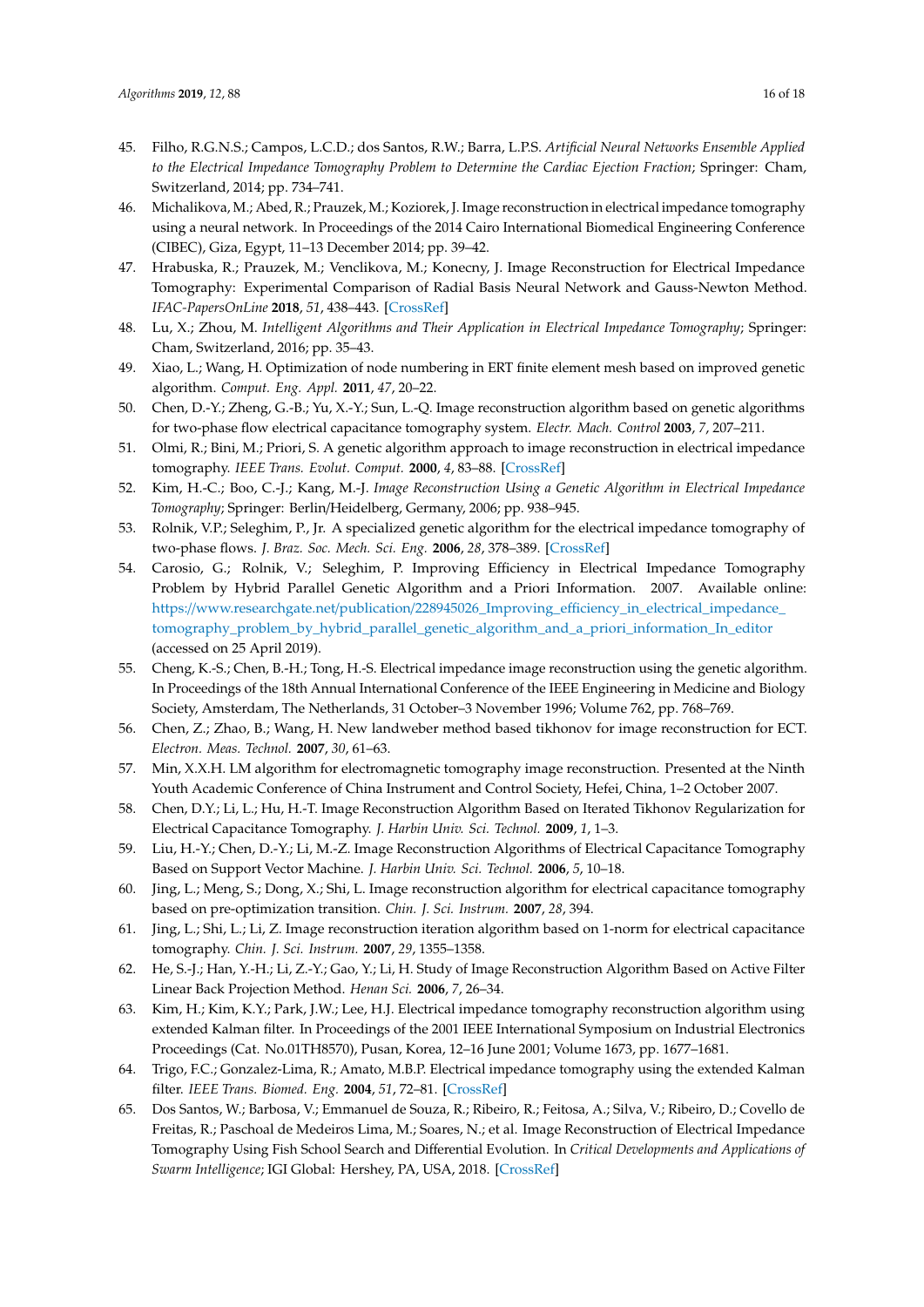45. Filho, R.G.N.S.; Campos, L.C.D.; dos Santos, R.W.; Barra, L.P.S. *Artificial Neural Networks Ensemble Applied to the Electrical Impedance Tomography Problem to Determine the Cardiac Ejection Fraction*; Springer: Cham, Switzerland, 2014; pp. 734–741.
46. Michalikova, M.; Abed, R.; Prauzek, M.; Koziorek, J. Image reconstruction in electrical impedance tomography using a neural network. In Proceedings of the 2014 Cairo International Biomedical Engineering Conference (CIBEC), Giza, Egypt, 11–13 December 2014; pp. 39–42.
47. Hrabuska, R.; Prauzek, M.; Venclikova, M.; Konecny, J. Image Reconstruction for Electrical Impedance Tomography: Experimental Comparison of Radial Basis Neural Network and Gauss-Newton Method. *IFAC-PapersOnLine* **2018**, *51*, 438–443. [CrossRef]
48. Lu, X.; Zhou, M. *Intelligent Algorithms and Their Application in Electrical Impedance Tomography*; Springer: Cham, Switzerland, 2016; pp. 35–43.
49. Xiao, L.; Wang, H. Optimization of node numbering in ERT finite element mesh based on improved genetic algorithm. *Comput. Eng. Appl.* **2011**, *47*, 20–22.
50. Chen, D.-Y.; Zheng, G.-B.; Yu, X.-Y.; Sun, L.-Q. Image reconstruction algorithm based on genetic algorithms for two-phase flow electrical capacitance tomography system. *Electr. Mach. Control* **2003**, *7*, 207–211.
51. Olmi, R.; Bini, M.; Priori, S. A genetic algorithm approach to image reconstruction in electrical impedance tomography. *IEEE Trans. Evolut. Comput.* **2000**, *4*, 83–88. [CrossRef]
52. Kim, H.-C.; Boo, C.-J.; Kang, M.-J. *Image Reconstruction Using a Genetic Algorithm in Electrical Impedance Tomography*; Springer: Berlin/Heidelberg, Germany, 2006; pp. 938–945.
53. Rolnik, V.P.; Seleghim, P., Jr. A specialized genetic algorithm for the electrical impedance tomography of two-phase flows. *J. Braz. Soc. Mech. Sci. Eng.* **2006**, *28*, 378–389. [CrossRef]
54. Carosio, G.; Rolnik, V.; Seleghim, P. Improving Efficiency in Electrical Impedance Tomography Problem by Hybrid Parallel Genetic Algorithm and a Priori Information. 2007. Available online: https://www.researchgate.net/publication/228945026_Improving_efficiency_in_electrical_impedance_tomography_problem_by_hybrid_parallel_genetic_algorithm_and_a_priori_information_In_editor (accessed on 25 April 2019).
55. Cheng, K.-S.; Chen, B.-H.; Tong, H.-S. Electrical impedance image reconstruction using the genetic algorithm. In Proceedings of the 18th Annual International Conference of the IEEE Engineering in Medicine and Biology Society, Amsterdam, The Netherlands, 31 October–3 November 1996; Volume 762, pp. 768–769.
56. Chen, Z.; Zhao, B.; Wang, H. New landweber method based tikhonov for image reconstruction for ECT. *Electron. Meas. Technol.* **2007**, *30*, 61–63.
57. Min, X.X.H. LM algorithm for electromagnetic tomography image reconstruction. Presented at the Ninth Youth Academic Conference of China Instrument and Control Society, Hefei, China, 1–2 October 2007.
58. Chen, D.Y.; Li, L.; Hu, H.-T. Image Reconstruction Algorithm Based on Iterated Tikhonov Regularization for Electrical Capacitance Tomography. *J. Harbin Univ. Sci. Technol.* **2009**, *1*, 1–3.
59. Liu, H.-Y.; Chen, D.-Y.; Li, M.-Z. Image Reconstruction Algorithms of Electrical Capacitance Tomography Based on Support Vector Machine. *J. Harbin Univ. Sci. Technol.* **2006**, *5*, 10–18.
60. Jing, L.; Meng, S.; Dong, X.; Shi, L. Image reconstruction algorithm for electrical capacitance tomography based on pre-optimization transition. *Chin. J. Sci. Instrum.* **2007**, *28*, 394.
61. Jing, L.; Shi, L.; Li, Z. Image reconstruction iteration algorithm based on 1-norm for electrical capacitance tomography. *Chin. J. Sci. Instrum.* **2007**, *29*, 1355–1358.
62. He, S.-J.; Han, Y.-H.; Li, Z.-Y.; Gao, Y.; Li, H. Study of Image Reconstruction Algorithm Based on Active Filter Linear Back Projection Method. *Henan Sci.* **2006**, *7*, 26–34.
63. Kim, H.; Kim, K.Y.; Park, J.W.; Lee, H.J. Electrical impedance tomography reconstruction algorithm using extended Kalman filter. In Proceedings of the 2001 IEEE International Symposium on Industrial Electronics Proceedings (Cat. No.01TH8570), Pusan, Korea, 12–16 June 2001; Volume 1673, pp. 1677–1681.
64. Trigo, F.C.; Gonzalez-Lima, R.; Amato, M.B.P. Electrical impedance tomography using the extended Kalman filter. *IEEE Trans. Biomed. Eng.* **2004**, *51*, 72–81. [CrossRef]
65. Dos Santos, W.; Barbosa, V.; Emmanuel de Souza, R.; Ribeiro, R.; Feitosa, A.; Silva, V.; Ribeiro, D.; Covello de Freitas, R.; Paschoal de Medeiros Lima, M.; Soares, N.; et al. Image Reconstruction of Electrical Impedance Tomography Using Fish School Search and Differential Evolution. In *Critical Developments and Applications of Swarm Intelligence*; IGI Global: Hershey, PA, USA, 2018. [CrossRef]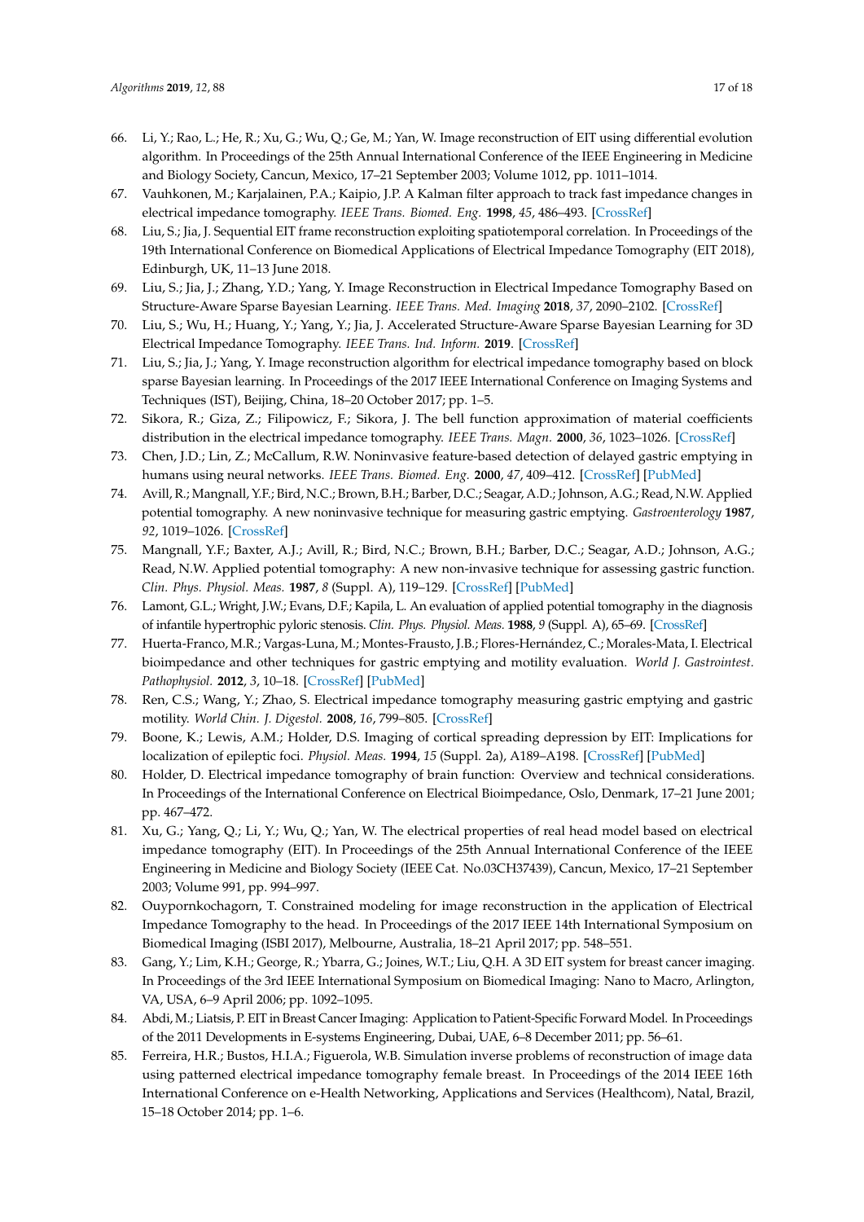66. Li, Y.; Rao, L.; He, R.; Xu, G.; Wu, Q.; Ge, M.; Yan, W. Image reconstruction of EIT using differential evolution algorithm. In Proceedings of the 25th Annual International Conference of the IEEE Engineering in Medicine and Biology Society, Cancun, Mexico, 17–21 September 2003; Volume 1012, pp. 1011–1014.
67. Vauhkonen, M.; Karjalainen, P.A.; Kaipio, J.P. A Kalman filter approach to track fast impedance changes in electrical impedance tomography. *IEEE Trans. Biomed. Eng.* **1998**, *45*, 486–493. [CrossRef]
68. Liu, S.; Jia, J. Sequential EIT frame reconstruction exploiting spatiotemporal correlation. In Proceedings of the 19th International Conference on Biomedical Applications of Electrical Impedance Tomography (EIT 2018), Edinburgh, UK, 11–13 June 2018.
69. Liu, S.; Jia, J.; Zhang, Y.D.; Yang, Y. Image Reconstruction in Electrical Impedance Tomography Based on Structure-Aware Sparse Bayesian Learning. *IEEE Trans. Med. Imaging* **2018**, *37*, 2090–2102. [CrossRef]
70. Liu, S.; Wu, H.; Huang, Y.; Yang, Y.; Jia, J. Accelerated Structure-Aware Sparse Bayesian Learning for 3D Electrical Impedance Tomography. *IEEE Trans. Ind. Inform.* **2019**. [CrossRef]
71. Liu, S.; Jia, J.; Yang, Y. Image reconstruction algorithm for electrical impedance tomography based on block sparse Bayesian learning. In Proceedings of the 2017 IEEE International Conference on Imaging Systems and Techniques (IST), Beijing, China, 18–20 October 2017; pp. 1–5.
72. Sikora, R.; Giza, Z.; Filipowicz, F.; Sikora, J. The bell function approximation of material coefficients distribution in the electrical impedance tomography. *IEEE Trans. Magn.* **2000**, *36*, 1023–1026. [CrossRef]
73. Chen, J.D.; Lin, Z.; McCallum, R.W. Noninvasive feature-based detection of delayed gastric emptying in humans using neural networks. *IEEE Trans. Biomed. Eng.* **2000**, *47*, 409–412. [CrossRef] [PubMed]
74. Avill, R.; Mangnall, Y.F.; Bird, N.C.; Brown, B.H.; Barber, D.C.; Seagar, A.D.; Johnson, A.G.; Read, N.W. Applied potential tomography. A new noninvasive technique for measuring gastric emptying. *Gastroenterology* **1987**, *92*, 1019–1026. [CrossRef]
75. Mangnall, Y.F.; Baxter, A.J.; Avill, R.; Bird, N.C.; Brown, B.H.; Barber, D.C.; Seagar, A.D.; Johnson, A.G.; Read, N.W. Applied potential tomography: A new non-invasive technique for assessing gastric function. *Clin. Phys. Physiol. Meas.* **1987**, *8* (Suppl. A), 119–129. [CrossRef] [PubMed]
76. Lamont, G.L.; Wright, J.W.; Evans, D.F.; Kapila, L. An evaluation of applied potential tomography in the diagnosis of infantile hypertrophic pyloric stenosis. *Clin. Phys. Physiol. Meas.* **1988**, *9* (Suppl. A), 65–69. [CrossRef]
77. Huerta-Franco, M.R.; Vargas-Luna, M.; Montes-Frausto, J.B.; Flores-Hernández, C.; Morales-Mata, I. Electrical bioimpedance and other techniques for gastric emptying and motility evaluation. *World J. Gastrointest. Pathophysiol.* **2012**, *3*, 10–18. [CrossRef] [PubMed]
78. Ren, C.S.; Wang, Y.; Zhao, S. Electrical impedance tomography measuring gastric emptying and gastric motility. *World Chin. J. Digestol.* **2008**, *16*, 799–805. [CrossRef]
79. Boone, K.; Lewis, A.M.; Holder, D.S. Imaging of cortical spreading depression by EIT: Implications for localization of epileptic foci. *Physiol. Meas.* **1994**, *15* (Suppl. 2a), A189–A198. [CrossRef] [PubMed]
80. Holder, D. Electrical impedance tomography of brain function: Overview and technical considerations. In Proceedings of the International Conference on Electrical Bioimpedance, Oslo, Denmark, 17–21 June 2001; pp. 467–472.
81. Xu, G.; Yang, Q.; Li, Y.; Wu, Q.; Yan, W. The electrical properties of real head model based on electrical impedance tomography (EIT). In Proceedings of the 25th Annual International Conference of the IEEE Engineering in Medicine and Biology Society (IEEE Cat. No.03CH37439), Cancun, Mexico, 17–21 September 2003; Volume 991, pp. 994–997.
82. Ouypornkochagorn, T. Constrained modeling for image reconstruction in the application of Electrical Impedance Tomography to the head. In Proceedings of the 2017 IEEE 14th International Symposium on Biomedical Imaging (ISBI 2017), Melbourne, Australia, 18–21 April 2017; pp. 548–551.
83. Gang, Y.; Lim, K.H.; George, R.; Ybarra, G.; Joines, W.T.; Liu, Q.H. A 3D EIT system for breast cancer imaging. In Proceedings of the 3rd IEEE International Symposium on Biomedical Imaging: Nano to Macro, Arlington, VA, USA, 6–9 April 2006; pp. 1092–1095.
84. Abdi, M.; Liatsis, P. EIT in Breast Cancer Imaging: Application to Patient-Specific Forward Model. In Proceedings of the 2011 Developments in E-systems Engineering, Dubai, UAE, 6–8 December 2011; pp. 56–61.
85. Ferreira, H.R.; Bustos, H.I.A.; Figuerola, W.B. Simulation inverse problems of reconstruction of image data using patterned electrical impedance tomography female breast. In Proceedings of the 2014 IEEE 16th International Conference on e-Health Networking, Applications and Services (Healthcom), Natal, Brazil, 15–18 October 2014; pp. 1–6.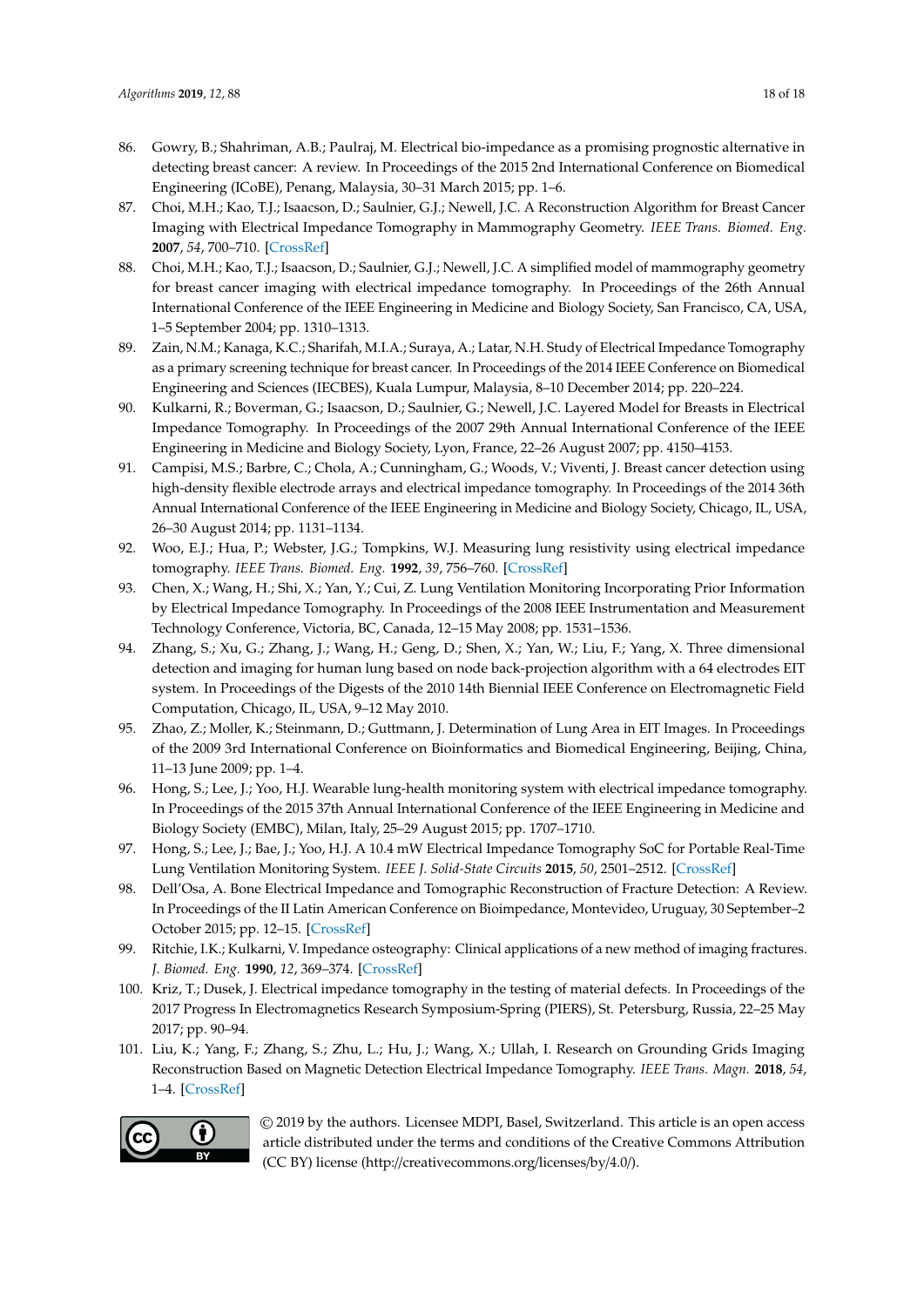86. Gowry, B.; Shahriman, A.B.; Paulraj, M. Electrical bio-impedance as a promising prognostic alternative in detecting breast cancer: A review. In Proceedings of the 2015 2nd International Conference on Biomedical Engineering (ICoBE), Penang, Malaysia, 30–31 March 2015; pp. 1–6.
87. Choi, M.H.; Kao, T.J.; Isaacson, D.; Saulnier, G.J.; Newell, J.C. A Reconstruction Algorithm for Breast Cancer Imaging with Electrical Impedance Tomography in Mammography Geometry. *IEEE Trans. Biomed. Eng.* **2007**, *54*, 700–710. [CrossRef]
88. Choi, M.H.; Kao, T.J.; Isaacson, D.; Saulnier, G.J.; Newell, J.C. A simplified model of mammography geometry for breast cancer imaging with electrical impedance tomography. In Proceedings of the 26th Annual International Conference of the IEEE Engineering in Medicine and Biology Society, San Francisco, CA, USA, 1–5 September 2004; pp. 1310–1313.
89. Zain, N.M.; Kanaga, K.C.; Sharifah, M.I.A.; Suraya, A.; Latar, N.H. Study of Electrical Impedance Tomography as a primary screening technique for breast cancer. In Proceedings of the 2014 IEEE Conference on Biomedical Engineering and Sciences (IECBES), Kuala Lumpur, Malaysia, 8–10 December 2014; pp. 220–224.
90. Kulkarni, R.; Boverman, G.; Isaacson, D.; Saulnier, G.; Newell, J.C. Layered Model for Breasts in Electrical Impedance Tomography. In Proceedings of the 2007 29th Annual International Conference of the IEEE Engineering in Medicine and Biology Society, Lyon, France, 22–26 August 2007; pp. 4150–4153.
91. Campisi, M.S.; Barbre, C.; Chola, A.; Cunningham, G.; Woods, V.; Viventi, J. Breast cancer detection using high-density flexible electrode arrays and electrical impedance tomography. In Proceedings of the 2014 36th Annual International Conference of the IEEE Engineering in Medicine and Biology Society, Chicago, IL, USA, 26–30 August 2014; pp. 1131–1134.
92. Woo, E.J.; Hua, P.; Webster, J.G.; Tompkins, W.J. Measuring lung resistivity using electrical impedance tomography. *IEEE Trans. Biomed. Eng.* **1992**, *39*, 756–760. [CrossRef]
93. Chen, X.; Wang, H.; Shi, X.; Yan, Y.; Cui, Z. Lung Ventilation Monitoring Incorporating Prior Information by Electrical Impedance Tomography. In Proceedings of the 2008 IEEE Instrumentation and Measurement Technology Conference, Victoria, BC, Canada, 12–15 May 2008; pp. 1531–1536.
94. Zhang, S.; Xu, G.; Zhang, J.; Wang, H.; Geng, D.; Shen, X.; Yan, W.; Liu, F.; Yang, X. Three dimensional detection and imaging for human lung based on node back-projection algorithm with a 64 electrodes EIT system. In Proceedings of the Digests of the 2010 14th Biennial IEEE Conference on Electromagnetic Field Computation, Chicago, IL, USA, 9–12 May 2010.
95. Zhao, Z.; Moller, K.; Steinmann, D.; Guttmann, J. Determination of Lung Area in EIT Images. In Proceedings of the 2009 3rd International Conference on Bioinformatics and Biomedical Engineering, Beijing, China, 11–13 June 2009; pp. 1–4.
96. Hong, S.; Lee, J.; Yoo, H.J. Wearable lung-health monitoring system with electrical impedance tomography. In Proceedings of the 2015 37th Annual International Conference of the IEEE Engineering in Medicine and Biology Society (EMBC), Milan, Italy, 25–29 August 2015; pp. 1707–1710.
97. Hong, S.; Lee, J.; Bae, J.; Yoo, H.J. A 10.4 mW Electrical Impedance Tomography SoC for Portable Real-Time Lung Ventilation Monitoring System. *IEEE J. Solid-State Circuits* **2015**, *50*, 2501–2512. [CrossRef]
98. Dell'Osa, A. Bone Electrical Impedance and Tomographic Reconstruction of Fracture Detection: A Review. In Proceedings of the II Latin American Conference on Bioimpedance, Montevideo, Uruguay, 30 September–2 October 2015; pp. 12–15. [CrossRef]
99. Ritchie, I.K.; Kulkarni, V. Impedance osteography: Clinical applications of a new method of imaging fractures. *J. Biomed. Eng.* **1990**, *12*, 369–374. [CrossRef]
100. Kriz, T.; Dusek, J. Electrical impedance tomography in the testing of material defects. In Proceedings of the 2017 Progress In Electromagnetics Research Symposium-Spring (PIERS), St. Petersburg, Russia, 22–25 May 2017; pp. 90–94.
101. Liu, K.; Yang, F.; Zhang, S.; Zhu, L.; Hu, J.; Wang, X.; Ullah, I. Research on Grounding Grids Imaging Reconstruction Based on Magnetic Detection Electrical Impedance Tomography. *IEEE Trans. Magn.* **2018**, *54*, 1–4. [CrossRef]

© 2019 by the authors. Licensee MDPI, Basel, Switzerland. This article is an open access article distributed under the terms and conditions of the Creative Commons Attribution (CC BY) license (http://creativecommons.org/licenses/by/4.0/).